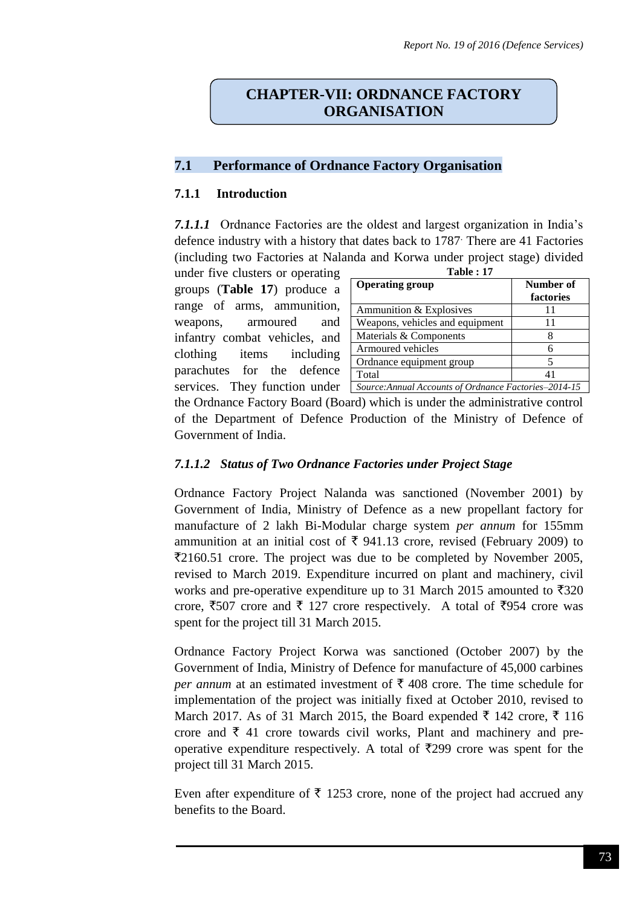# CHAPTER-VII: ORDNANCE FACTORY ORGANISATION

## 7.1 Performance of Ordnance Factory Organisation

### 7.1.1 Introduction

***7.1.1.1*** Ordnance Factories are the oldest and largest organization in India's defence industry with a history that dates back to 1787. There are 41 Factories (including two Factories at Nalanda and Korwa under project stage) divided under five clusters or operating groups (**Table 17**) produce a range of arms, ammunition, weapons, armoured and infantry combat vehicles, and clothing items including parachutes for the defence services. They function under the Ordnance Factory Board (Board) which is under the administrative control of the Department of Defence Production of the Ministry of Defence of Government of India.

**Table : 17**

| Operating group | Number of factories |
|---|---|
| Ammunition & Explosives | 11 |
| Weapons, vehicles and equipment | 11 |
| Materials & Components | 8 |
| Armoured vehicles | 6 |
| Ordnance equipment group | 5 |
| Total | 41 |

*Source:Annual Accounts of Ordnance Factories–2014-15*

#### *7.1.1.2 Status of Two Ordnance Factories under Project Stage*

Ordnance Factory Project Nalanda was sanctioned (November 2001) by Government of India, Ministry of Defence as a new propellant factory for manufacture of 2 lakh Bi-Modular charge system *per annum* for 155mm ammunition at an initial cost of ₹ 941.13 crore, revised (February 2009) to ₹2160.51 crore. The project was due to be completed by November 2005, revised to March 2019. Expenditure incurred on plant and machinery, civil works and pre-operative expenditure up to 31 March 2015 amounted to ₹320 crore, ₹507 crore and ₹ 127 crore respectively. A total of ₹954 crore was spent for the project till 31 March 2015.

Ordnance Factory Project Korwa was sanctioned (October 2007) by the Government of India, Ministry of Defence for manufacture of 45,000 carbines *per annum* at an estimated investment of ₹ 408 crore. The time schedule for implementation of the project was initially fixed at October 2010, revised to March 2017. As of 31 March 2015, the Board expended ₹ 142 crore, ₹ 116 crore and ₹ 41 crore towards civil works, Plant and machinery and pre-operative expenditure respectively. A total of ₹299 crore was spent for the project till 31 March 2015.

Even after expenditure of ₹ 1253 crore, none of the project had accrued any benefits to the Board.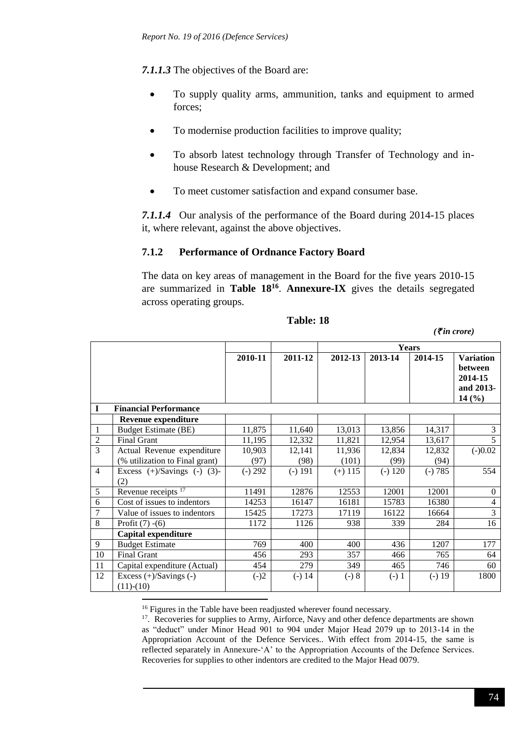*7.1.1.3* The objectives of the Board are:

- To supply quality arms, ammunition, tanks and equipment to armed forces;
- To modernise production facilities to improve quality;
- To absorb latest technology through Transfer of Technology and in-house Research & Development; and
- To meet customer satisfaction and expand consumer base.

*7.1.1.4* Our analysis of the performance of the Board during 2014-15 places it, where relevant, against the above objectives.

### 7.1.2 Performance of Ordnance Factory Board

The data on key areas of management in the Board for the five years 2010-15 are summarized in **Table 18**[16]. **Annexure-IX** gives the details segregated across operating groups.

**Table: 18**

*(₹in crore)*

| | | | | Years | | | |
|---|---|---|---|---|---|---|---|
| | | 2010-11 | 2011-12 | 2012-13 | 2013-14 | 2014-15 | Variation between 2014-15 and 2013-14 (%) |
| **I** | **Financial Performance** | | | | | | |
| | **Revenue expenditure** | | | | | | |
| 1 | Budget Estimate (BE) | 11,875 | 11,640 | 13,013 | 13,856 | 14,317 | 3 |
| 2 | Final Grant | 11,195 | 12,332 | 11,821 | 12,954 | 13,617 | 5 |
| 3 | Actual Revenue expenditure (% utilization to Final grant) | 10,903 (97) | 12,141 (98) | 11,936 (101) | 12,834 (99) | 12,832 (94) | (-)0.02 |
| 4 | Excess (+)/Savings (-) (3)-(2) | (-) 292 | (-) 191 | (+) 115 | (-) 120 | (-) 785 | 554 |
| 5 | Revenue receipts [17] | 11491 | 12876 | 12553 | 12001 | 12001 | 0 |
| 6 | Cost of issues to indentors | 14253 | 16147 | 16181 | 15783 | 16380 | 4 |
| 7 | Value of issues to indentors | 15425 | 17273 | 17119 | 16122 | 16664 | 3 |
| 8 | Profit (7) -(6) | 1172 | 1126 | 938 | 339 | 284 | 16 |
| | **Capital expenditure** | | | | | | |
| 9 | Budget Estimate | 769 | 400 | 400 | 436 | 1207 | 177 |
| 10 | Final Grant | 456 | 293 | 357 | 466 | 765 | 64 |
| 11 | Capital expenditure (Actual) | 454 | 279 | 349 | 465 | 746 | 60 |
| 12 | Excess (+)/Savings (-) (11)-(10) | (-)2 | (-) 14 | (-) 8 | (-) 1 | (-) 19 | 1800 |

[16] Figures in the Table have been readjusted wherever found necessary.

[17]. Recoveries for supplies to Army, Airforce, Navy and other defence departments are shown as "deduct" under Minor Head 901 to 904 under Major Head 2079 up to 2013-14 in the Appropriation Account of the Defence Services.. With effect from 2014-15, the same is reflected separately in Annexure-'A' to the Appropriation Accounts of the Defence Services. Recoveries for supplies to other indentors are credited to the Major Head 0079.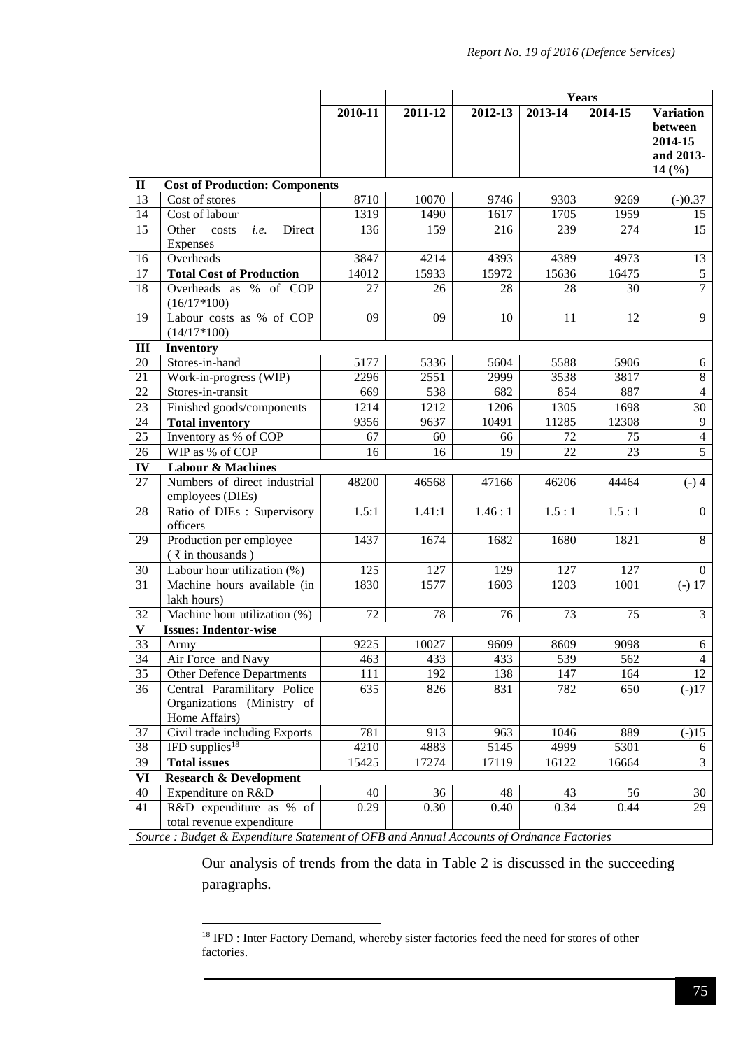| | | 2010-11 | 2011-12 | Years | | | |
|---|---|---|---|---|---|---|---|
| | | | | 2012-13 | 2013-14 | 2014-15 | Variation between 2014-15 and 2013-14 (%) |
| **II** | **Cost of Production: Components** | | | | | | |
| 13 | Cost of stores | 8710 | 10070 | 9746 | 9303 | 9269 | (-)0.37 |
| 14 | Cost of labour | 1319 | 1490 | 1617 | 1705 | 1959 | 15 |
| 15 | Other costs *i.e.* Direct Expenses | 136 | 159 | 216 | 239 | 274 | 15 |
| 16 | Overheads | 3847 | 4214 | 4393 | 4389 | 4973 | 13 |
| 17 | **Total Cost of Production** | 14012 | 15933 | 15972 | 15636 | 16475 | 5 |
| 18 | Overheads as % of COP (16/17*100) | 27 | 26 | 28 | 28 | 30 | 7 |
| 19 | Labour costs as % of COP (14/17*100) | 09 | 09 | 10 | 11 | 12 | 9 |
| **III** | **Inventory** | | | | | | |
| 20 | Stores-in-hand | 5177 | 5336 | 5604 | 5588 | 5906 | 6 |
| 21 | Work-in-progress (WIP) | 2296 | 2551 | 2999 | 3538 | 3817 | 8 |
| 22 | Stores-in-transit | 669 | 538 | 682 | 854 | 887 | 4 |
| 23 | Finished goods/components | 1214 | 1212 | 1206 | 1305 | 1698 | 30 |
| 24 | **Total inventory** | 9356 | 9637 | 10491 | 11285 | 12308 | 9 |
| 25 | Inventory as % of COP | 67 | 60 | 66 | 72 | 75 | 4 |
| 26 | WIP as % of COP | 16 | 16 | 19 | 22 | 23 | 5 |
| **IV** | **Labour & Machines** | | | | | | |
| 27 | Numbers of direct industrial employees (DIEs) | 48200 | 46568 | 47166 | 46206 | 44464 | (-) 4 |
| 28 | Ratio of DIEs : Supervisory officers | 1.5:1 | 1.41:1 | 1.46 : 1 | 1.5 : 1 | 1.5 : 1 | 0 |
| 29 | Production per employee (₹ in thousands) | 1437 | 1674 | 1682 | 1680 | 1821 | 8 |
| 30 | Labour hour utilization (%) | 125 | 127 | 129 | 127 | 127 | 0 |
| 31 | Machine hours available (in lakh hours) | 1830 | 1577 | 1603 | 1203 | 1001 | (-) 17 |
| 32 | Machine hour utilization (%) | 72 | 78 | 76 | 73 | 75 | 3 |
| **V** | **Issues: Indentor-wise** | | | | | | |
| 33 | Army | 9225 | 10027 | 9609 | 8609 | 9098 | 6 |
| 34 | Air Force and Navy | 463 | 433 | 433 | 539 | 562 | 4 |
| 35 | Other Defence Departments | 111 | 192 | 138 | 147 | 164 | 12 |
| 36 | Central Paramilitary Police Organizations (Ministry of Home Affairs) | 635 | 826 | 831 | 782 | 650 | (-)17 |
| 37 | Civil trade including Exports | 781 | 913 | 963 | 1046 | 889 | (-)15 |
| 38 | IFD supplies[18] | 4210 | 4883 | 5145 | 4999 | 5301 | 6 |
| 39 | **Total issues** | 15425 | 17274 | 17119 | 16122 | 16664 | 3 |
| **VI** | **Research & Development** | | | | | | |
| 40 | Expenditure on R&D | 40 | 36 | 48 | 43 | 56 | 30 |
| 41 | R&D expenditure as % of total revenue expenditure | 0.29 | 0.30 | 0.40 | 0.34 | 0.44 | 29 |

*Source : Budget & Expenditure Statement of OFB and Annual Accounts of Ordnance Factories*

Our analysis of trends from the data in Table 2 is discussed in the succeeding paragraphs.

[18] IFD : Inter Factory Demand, whereby sister factories feed the need for stores of other factories.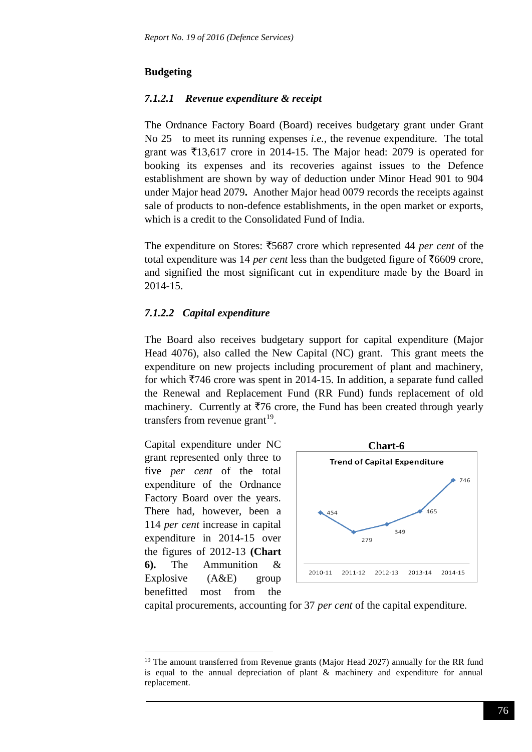## Budgeting

### *7.1.2.1 Revenue expenditure & receipt*

The Ordnance Factory Board (Board) receives budgetary grant under Grant No 25 to meet its running expenses *i.e.,* the revenue expenditure. The total grant was ₹13,617 crore in 2014-15. The Major head: 2079 is operated for booking its expenses and its recoveries against issues to the Defence establishment are shown by way of deduction under Minor Head 901 to 904 under Major head 2079**.** Another Major head 0079 records the receipts against sale of products to non-defence establishments, in the open market or exports, which is a credit to the Consolidated Fund of India.

The expenditure on Stores: ₹5687 crore which represented 44 *per cent* of the total expenditure was 14 *per cent* less than the budgeted figure of ₹6609 crore, and signified the most significant cut in expenditure made by the Board in 2014-15.

### *7.1.2.2 Capital expenditure*

The Board also receives budgetary support for capital expenditure (Major Head 4076), also called the New Capital (NC) grant. This grant meets the expenditure on new projects including procurement of plant and machinery, for which ₹746 crore was spent in 2014-15. In addition, a separate fund called the Renewal and Replacement Fund (RR Fund) funds replacement of old machinery. Currently at ₹76 crore, the Fund has been created through yearly transfers from revenue grant[19].

Capital expenditure under NC grant represented only three to five *per cent* of the total expenditure of the Ordnance Factory Board over the years. There had, however, been a 114 *per cent* increase in capital expenditure in 2014-15 over the figures of 2012-13 **(Chart 6).** The Ammunition & Explosive (A&E) group benefitted most from the capital procurements, accounting for 37 *per cent* of the capital expenditure.

**Chart-6**

Trend of Capital Expenditure

| Year | 2010-11 | 2011-12 | 2012-13 | 2013-14 | 2014-15 |
|---|---|---|---|---|---|
| Capital Expenditure | 454 | 279 | 349 | 465 | 746 |

[19] The amount transferred from Revenue grants (Major Head 2027) annually for the RR fund is equal to the annual depreciation of plant & machinery and expenditure for annual replacement.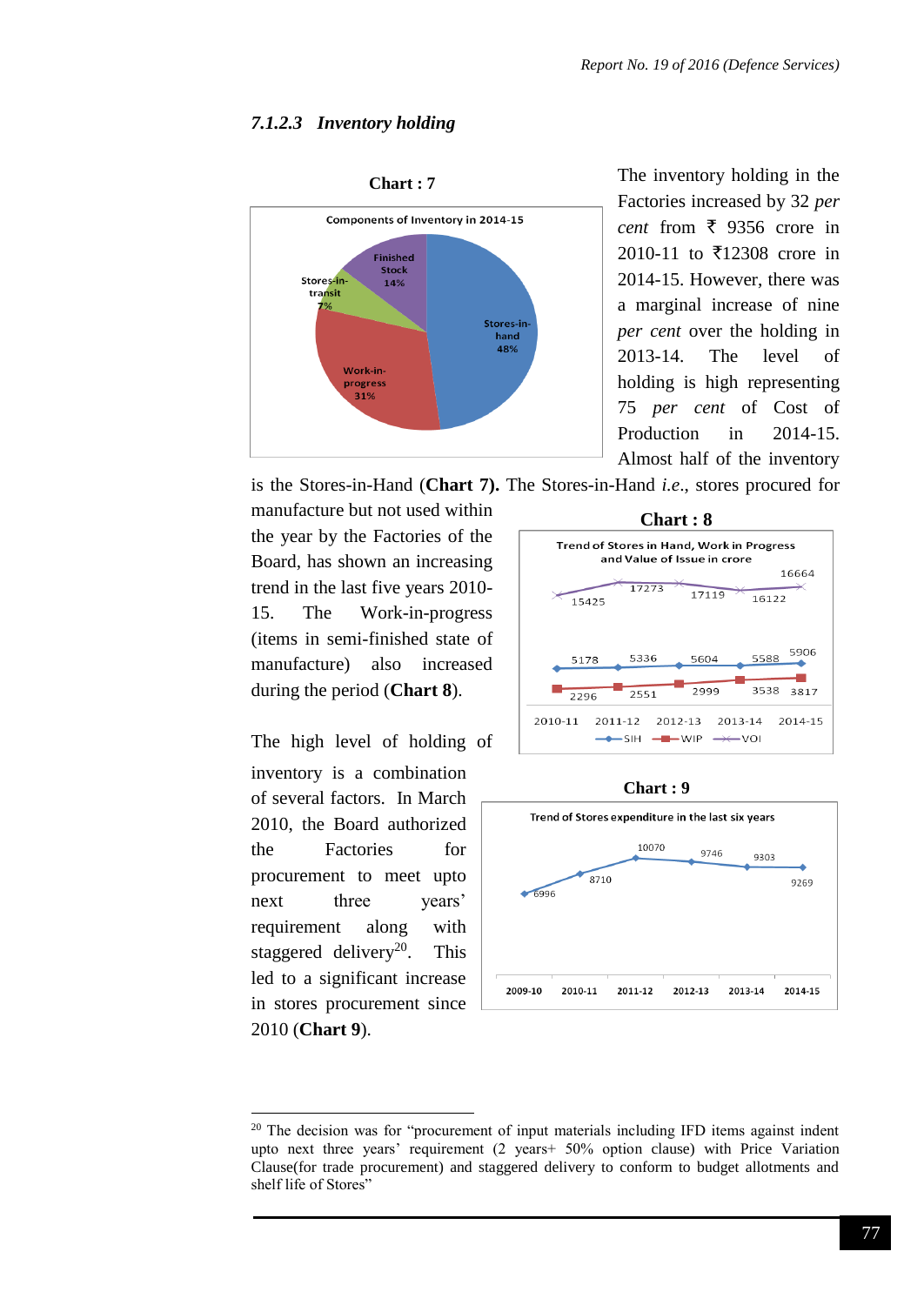#### *7.1.2.3 Inventory holding*

**Chart : 7**

Components of Inventory in 2014-15

| Component | Share |
|---|---|
| Stores-in-hand | 48% |
| Work-in-progress | 31% |
| Finished Stock | 14% |
| Stores-in-transit | 7% |

The inventory holding in the Factories increased by 32 *per cent* from ₹ 9356 crore in 2010-11 to ₹12308 crore in 2014-15. However, there was a marginal increase of nine *per cent* over the holding in 2013-14. The level of holding is high representing 75 *per cent* of Cost of Production in 2014-15. Almost half of the inventory is the Stores-in-Hand (**Chart 7).** The Stores-in-Hand *i.e.*, stores procured for manufacture but not used within the year by the Factories of the Board, has shown an increasing trend in the last five years 2010-15. The Work-in-progress (items in semi-finished state of manufacture) also increased during the period (**Chart 8**).

**Chart : 8**

Trend of Stores in Hand, Work in Progress and Value of Issue in crore

| | 2010-11 | 2011-12 | 2012-13 | 2013-14 | 2014-15 |
|---|---|---|---|---|---|
| SIH | 5178 | 5336 | 5604 | 5588 | 5906 |
| WIP | 2296 | 2551 | 2999 | 3538 | 3817 |
| VOI | 15425 | 17273 | 17119 | 16122 | 16664 |

The high level of holding of inventory is a combination of several factors. In March 2010, the Board authorized the Factories for procurement to meet upto next three years' requirement along with staggered delivery[20]. This led to a significant increase in stores procurement since 2010 (**Chart 9**).

**Chart : 9**

Trend of Stores expenditure in the last six years

| 2009-10 | 2010-11 | 2011-12 | 2012-13 | 2013-14 | 2014-15 |
|---|---|---|---|---|---|
| 6996 | 8710 | 10070 | 9746 | 9303 | 9269 |

---

[20] The decision was for "procurement of input materials including IFD items against indent upto next three years' requirement (2 years+ 50% option clause) with Price Variation Clause(for trade procurement) and staggered delivery to conform to budget allotments and shelf life of Stores"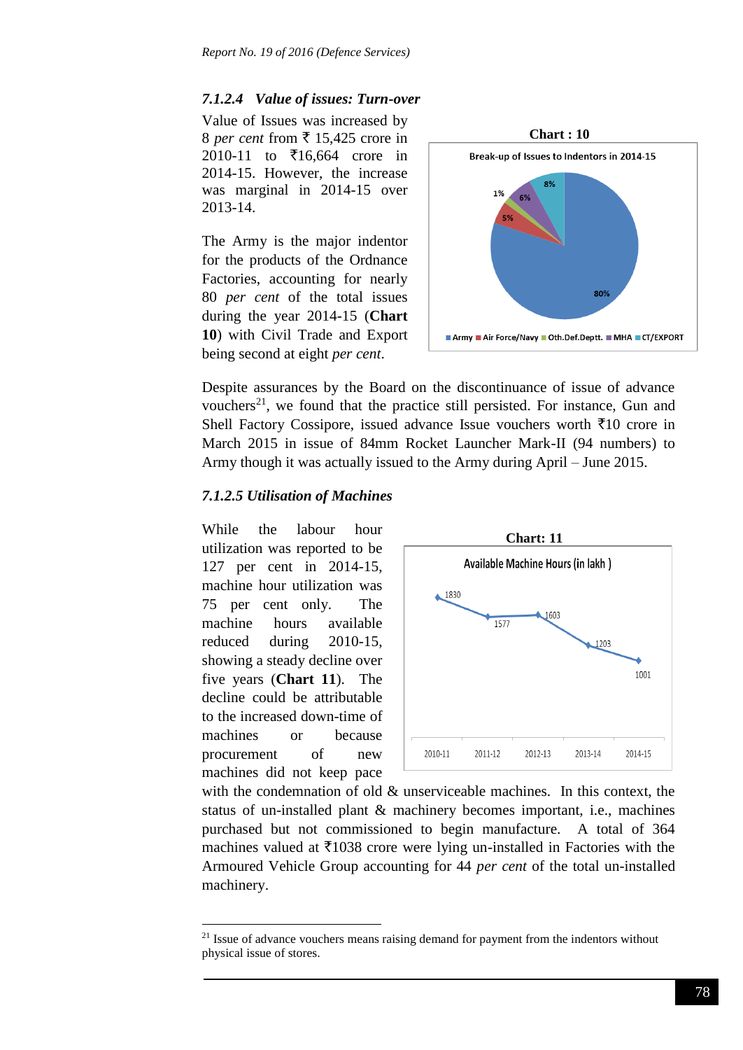### 7.1.2.4 *Value of issues: Turn-over*

Value of Issues was increased by 8 *per cent* from ₹ 15,425 crore in 2010-11 to ₹16,664 crore in 2014-15. However, the increase was marginal in 2014-15 over 2013-14.

The Army is the major indentor for the products of the Ordnance Factories, accounting for nearly 80 *per cent* of the total issues during the year 2014-15 (**Chart 10**) with Civil Trade and Export being second at eight *per cent*.

**Chart : 10**

Break-up of Issues to Indentors in 2014-15

| Indentor | Share |
|---|---|
| Army | 80% |
| Air Force/Navy | 5% |
| Oth.Def.Deptt. | 1% |
| MHA | 6% |
| CT/EXPORT | 8% |

Despite assurances by the Board on the discontinuance of issue of advance vouchers[21], we found that the practice still persisted. For instance, Gun and Shell Factory Cossipore, issued advance Issue vouchers worth ₹10 crore in March 2015 in issue of 84mm Rocket Launcher Mark-II (94 numbers) to Army though it was actually issued to the Army during April – June 2015.

### *7.1.2.5 Utilisation of Machines*

While the labour hour utilization was reported to be 127 per cent in 2014-15, machine hour utilization was 75 per cent only. The machine hours available reduced during 2010-15, showing a steady decline over five years (**Chart 11**). The decline could be attributable to the increased down-time of machines or because procurement of new machines did not keep pace with the condemnation of old & unserviceable machines. In this context, the status of un-installed plant & machinery becomes important, i.e., machines purchased but not commissioned to begin manufacture. A total of 364 machines valued at ₹1038 crore were lying un-installed in Factories with the Armoured Vehicle Group accounting for 44 *per cent* of the total un-installed machinery.

**Chart: 11**

Available Machine Hours (in lakh )

| Year | 2010-11 | 2011-12 | 2012-13 | 2013-14 | 2014-15 |
|---|---|---|---|---|---|
| Available Machine Hours (in lakh) | 1830 | 1577 | 1603 | 1203 | 1001 |

---

[21] Issue of advance vouchers means raising demand for payment from the indentors without physical issue of stores.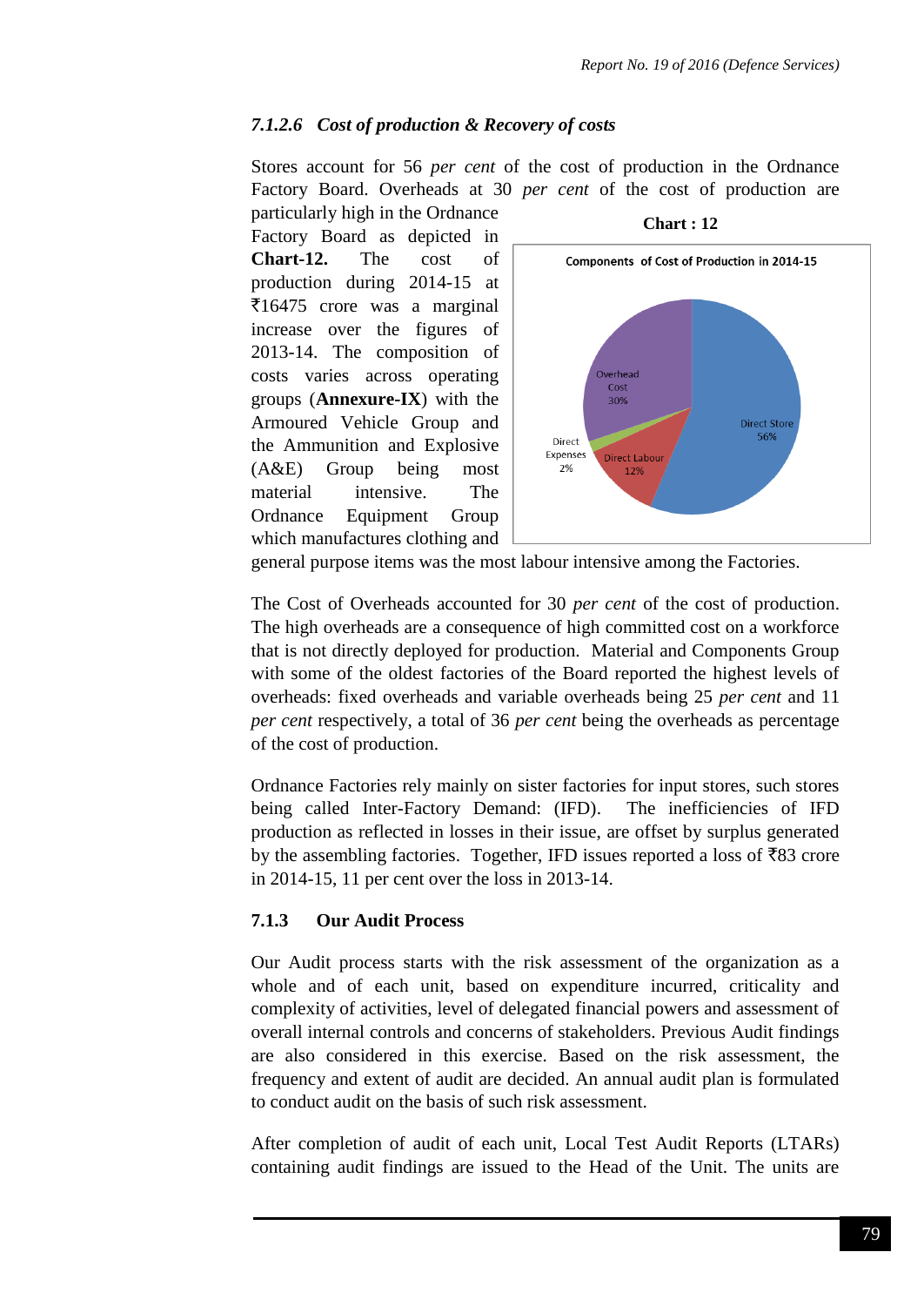### *7.1.2.6 Cost of production & Recovery of costs*

Stores account for 56 *per cent* of the cost of production in the Ordnance Factory Board. Overheads at 30 *per cent* of the cost of production are particularly high in the Ordnance Factory Board as depicted in **Chart-12.** The cost of production during 2014-15 at ₹16475 crore was a marginal increase over the figures of 2013-14. The composition of costs varies across operating groups (**Annexure-IX**) with the Armoured Vehicle Group and the Ammunition and Explosive (A&E) Group being most material intensive. The Ordnance Equipment Group which manufactures clothing and general purpose items was the most labour intensive among the Factories.

**Chart : 12**

Components of Cost of Production in 2014-15

| Component | Share |
|---|---|
| Direct Store | 56% |
| Direct Labour | 12% |
| Direct Expenses | 2% |
| Overhead Cost | 30% |

The Cost of Overheads accounted for 30 *per cent* of the cost of production. The high overheads are a consequence of high committed cost on a workforce that is not directly deployed for production. Material and Components Group with some of the oldest factories of the Board reported the highest levels of overheads: fixed overheads and variable overheads being 25 *per cent* and 11 *per cent* respectively, a total of 36 *per cent* being the overheads as percentage of the cost of production.

Ordnance Factories rely mainly on sister factories for input stores, such stores being called Inter-Factory Demand: (IFD). The inefficiencies of IFD production as reflected in losses in their issue, are offset by surplus generated by the assembling factories. Together, IFD issues reported a loss of ₹83 crore in 2014-15, 11 per cent over the loss in 2013-14.

### 7.1.3 Our Audit Process

Our Audit process starts with the risk assessment of the organization as a whole and of each unit, based on expenditure incurred, criticality and complexity of activities, level of delegated financial powers and assessment of overall internal controls and concerns of stakeholders. Previous Audit findings are also considered in this exercise. Based on the risk assessment, the frequency and extent of audit are decided. An annual audit plan is formulated to conduct audit on the basis of such risk assessment.

After completion of audit of each unit, Local Test Audit Reports (LTARs) containing audit findings are issued to the Head of the Unit. The units are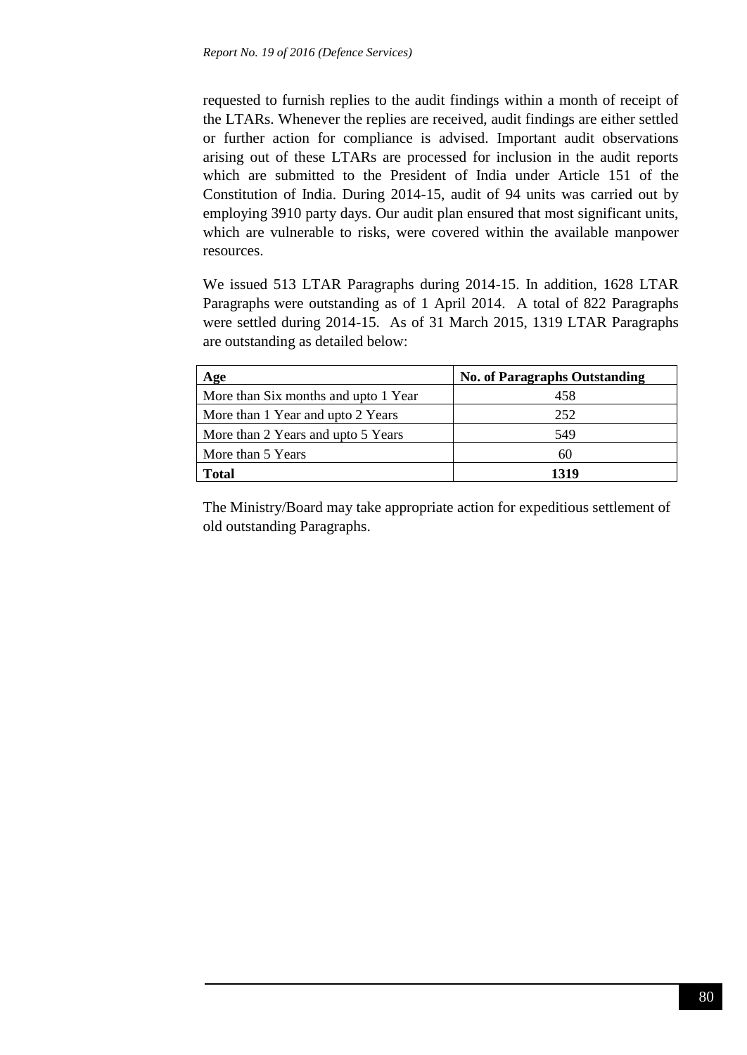requested to furnish replies to the audit findings within a month of receipt of the LTARs. Whenever the replies are received, audit findings are either settled or further action for compliance is advised. Important audit observations arising out of these LTARs are processed for inclusion in the audit reports which are submitted to the President of India under Article 151 of the Constitution of India. During 2014-15, audit of 94 units was carried out by employing 3910 party days. Our audit plan ensured that most significant units, which are vulnerable to risks, were covered within the available manpower resources.

We issued 513 LTAR Paragraphs during 2014-15. In addition, 1628 LTAR Paragraphs were outstanding as of 1 April 2014. A total of 822 Paragraphs were settled during 2014-15. As of 31 March 2015, 1319 LTAR Paragraphs are outstanding as detailed below:

| Age | No. of Paragraphs Outstanding |
|---|---|
| More than Six months and upto 1 Year | 458 |
| More than 1 Year and upto 2 Years | 252 |
| More than 2 Years and upto 5 Years | 549 |
| More than 5 Years | 60 |
| **Total** | **1319** |

The Ministry/Board may take appropriate action for expeditious settlement of old outstanding Paragraphs.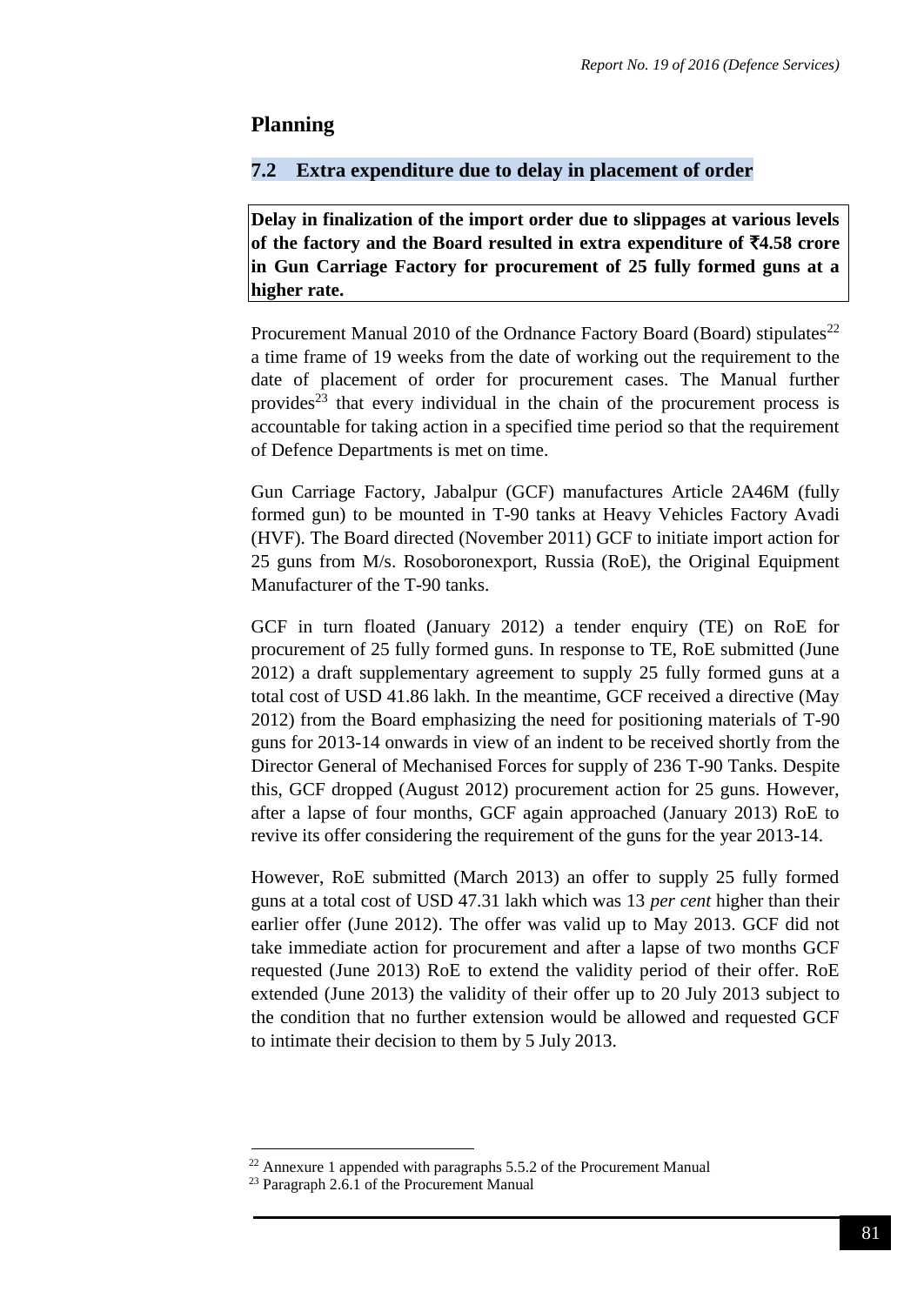## Planning

### 7.2 Extra expenditure due to delay in placement of order

**Delay in finalization of the import order due to slippages at various levels of the factory and the Board resulted in extra expenditure of ₹4.58 crore in Gun Carriage Factory for procurement of 25 fully formed guns at a higher rate.**

Procurement Manual 2010 of the Ordnance Factory Board (Board) stipulates[22] a time frame of 19 weeks from the date of working out the requirement to the date of placement of order for procurement cases. The Manual further provides[23] that every individual in the chain of the procurement process is accountable for taking action in a specified time period so that the requirement of Defence Departments is met on time.

Gun Carriage Factory, Jabalpur (GCF) manufactures Article 2A46M (fully formed gun) to be mounted in T-90 tanks at Heavy Vehicles Factory Avadi (HVF). The Board directed (November 2011) GCF to initiate import action for 25 guns from M/s. Rosoboronexport, Russia (RoE), the Original Equipment Manufacturer of the T-90 tanks.

GCF in turn floated (January 2012) a tender enquiry (TE) on RoE for procurement of 25 fully formed guns. In response to TE, RoE submitted (June 2012) a draft supplementary agreement to supply 25 fully formed guns at a total cost of USD 41.86 lakh. In the meantime, GCF received a directive (May 2012) from the Board emphasizing the need for positioning materials of T-90 guns for 2013-14 onwards in view of an indent to be received shortly from the Director General of Mechanised Forces for supply of 236 T-90 Tanks. Despite this, GCF dropped (August 2012) procurement action for 25 guns. However, after a lapse of four months, GCF again approached (January 2013) RoE to revive its offer considering the requirement of the guns for the year 2013-14.

However, RoE submitted (March 2013) an offer to supply 25 fully formed guns at a total cost of USD 47.31 lakh which was 13 *per cent* higher than their earlier offer (June 2012). The offer was valid up to May 2013. GCF did not take immediate action for procurement and after a lapse of two months GCF requested (June 2013) RoE to extend the validity period of their offer. RoE extended (June 2013) the validity of their offer up to 20 July 2013 subject to the condition that no further extension would be allowed and requested GCF to intimate their decision to them by 5 July 2013.

---

[22] Annexure 1 appended with paragraphs 5.5.2 of the Procurement Manual

[23] Paragraph 2.6.1 of the Procurement Manual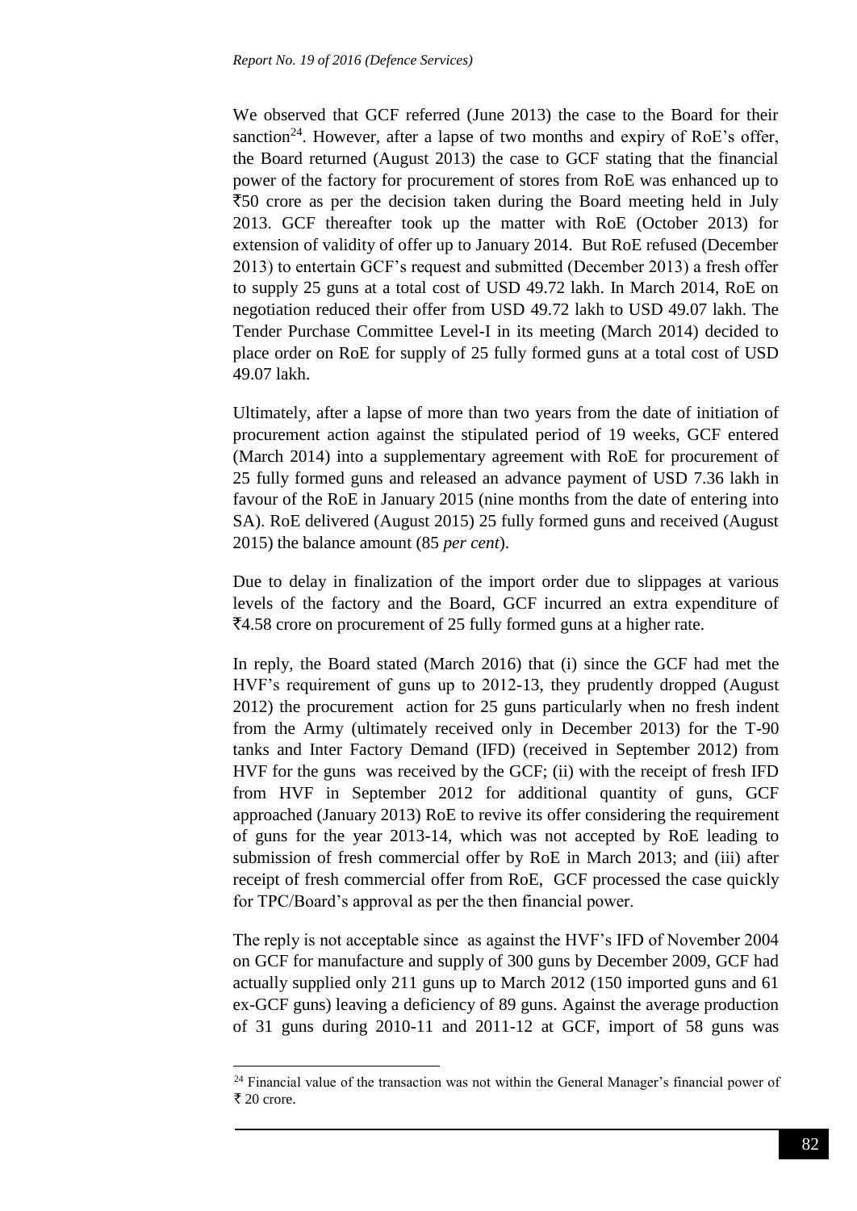We observed that GCF referred (June 2013) the case to the Board for their sanction[24]. However, after a lapse of two months and expiry of RoE's offer, the Board returned (August 2013) the case to GCF stating that the financial power of the factory for procurement of stores from RoE was enhanced up to ₹50 crore as per the decision taken during the Board meeting held in July 2013. GCF thereafter took up the matter with RoE (October 2013) for extension of validity of offer up to January 2014. But RoE refused (December 2013) to entertain GCF's request and submitted (December 2013) a fresh offer to supply 25 guns at a total cost of USD 49.72 lakh. In March 2014, RoE on negotiation reduced their offer from USD 49.72 lakh to USD 49.07 lakh. The Tender Purchase Committee Level-I in its meeting (March 2014) decided to place order on RoE for supply of 25 fully formed guns at a total cost of USD 49.07 lakh.

Ultimately, after a lapse of more than two years from the date of initiation of procurement action against the stipulated period of 19 weeks, GCF entered (March 2014) into a supplementary agreement with RoE for procurement of 25 fully formed guns and released an advance payment of USD 7.36 lakh in favour of the RoE in January 2015 (nine months from the date of entering into SA). RoE delivered (August 2015) 25 fully formed guns and received (August 2015) the balance amount (85 *per cent*).

Due to delay in finalization of the import order due to slippages at various levels of the factory and the Board, GCF incurred an extra expenditure of ₹4.58 crore on procurement of 25 fully formed guns at a higher rate.

In reply, the Board stated (March 2016) that (i) since the GCF had met the HVF's requirement of guns up to 2012-13, they prudently dropped (August 2012) the procurement action for 25 guns particularly when no fresh indent from the Army (ultimately received only in December 2013) for the T-90 tanks and Inter Factory Demand (IFD) (received in September 2012) from HVF for the guns was received by the GCF; (ii) with the receipt of fresh IFD from HVF in September 2012 for additional quantity of guns, GCF approached (January 2013) RoE to revive its offer considering the requirement of guns for the year 2013-14, which was not accepted by RoE leading to submission of fresh commercial offer by RoE in March 2013; and (iii) after receipt of fresh commercial offer from RoE, GCF processed the case quickly for TPC/Board's approval as per the then financial power.

The reply is not acceptable since as against the HVF's IFD of November 2004 on GCF for manufacture and supply of 300 guns by December 2009, GCF had actually supplied only 211 guns up to March 2012 (150 imported guns and 61 ex-GCF guns) leaving a deficiency of 89 guns. Against the average production of 31 guns during 2010-11 and 2011-12 at GCF, import of 58 guns was

[24] Financial value of the transaction was not within the General Manager's financial power of ₹ 20 crore.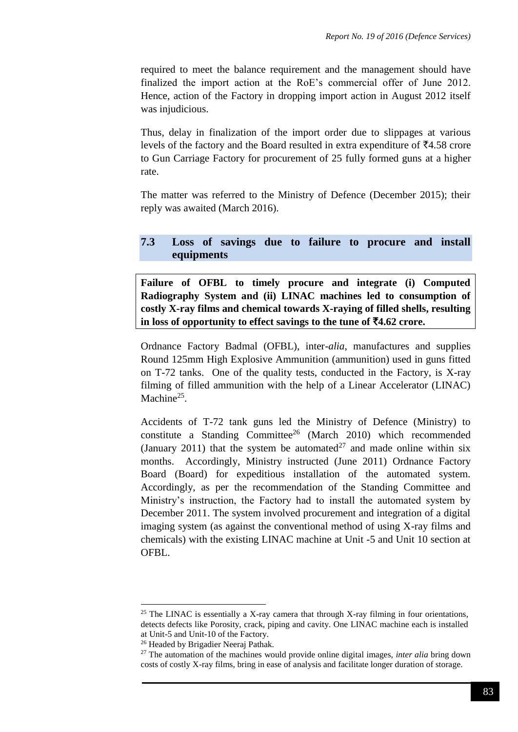required to meet the balance requirement and the management should have finalized the import action at the RoE's commercial offer of June 2012. Hence, action of the Factory in dropping import action in August 2012 itself was injudicious.

Thus, delay in finalization of the import order due to slippages at various levels of the factory and the Board resulted in extra expenditure of ₹4.58 crore to Gun Carriage Factory for procurement of 25 fully formed guns at a higher rate.

The matter was referred to the Ministry of Defence (December 2015); their reply was awaited (March 2016).

## 7.3 Loss of savings due to failure to procure and install equipments

**Failure of OFBL to timely procure and integrate (i) Computed Radiography System and (ii) LINAC machines led to consumption of costly X-ray films and chemical towards X-raying of filled shells, resulting in loss of opportunity to effect savings to the tune of ₹4.62 crore.**

Ordnance Factory Badmal (OFBL), inter-*alia*, manufactures and supplies Round 125mm High Explosive Ammunition (ammunition) used in guns fitted on T-72 tanks. One of the quality tests, conducted in the Factory, is X-ray filming of filled ammunition with the help of a Linear Accelerator (LINAC) Machine[25].

Accidents of T-72 tank guns led the Ministry of Defence (Ministry) to constitute a Standing Committee[26] (March 2010) which recommended (January 2011) that the system be automated[27] and made online within six months. Accordingly, Ministry instructed (June 2011) Ordnance Factory Board (Board) for expeditious installation of the automated system. Accordingly, as per the recommendation of the Standing Committee and Ministry's instruction, the Factory had to install the automated system by December 2011. The system involved procurement and integration of a digital imaging system (as against the conventional method of using X-ray films and chemicals) with the existing LINAC machine at Unit -5 and Unit 10 section at OFBL.

---

[25] The LINAC is essentially a X-ray camera that through X-ray filming in four orientations, detects defects like Porosity, crack, piping and cavity. One LINAC machine each is installed at Unit-5 and Unit-10 of the Factory.

[26] Headed by Brigadier Neeraj Pathak.

[27] The automation of the machines would provide online digital images, *inter alia* bring down costs of costly X-ray films, bring in ease of analysis and facilitate longer duration of storage.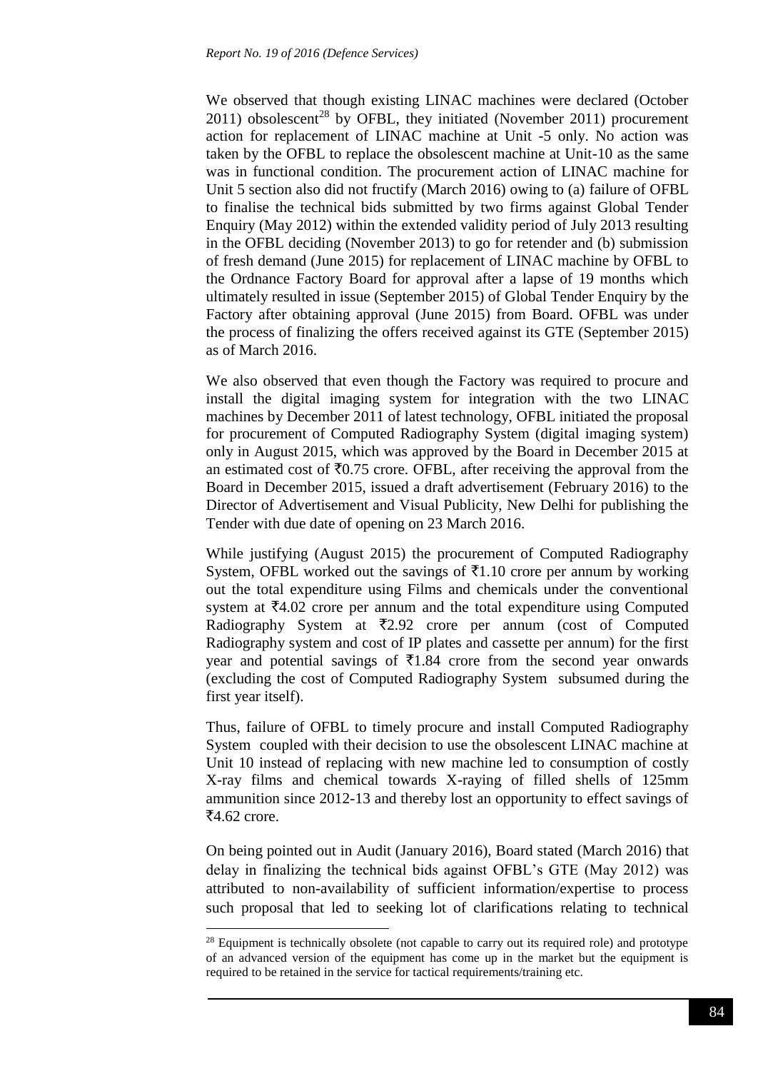We observed that though existing LINAC machines were declared (October 2011) obsolescent[28] by OFBL, they initiated (November 2011) procurement action for replacement of LINAC machine at Unit -5 only. No action was taken by the OFBL to replace the obsolescent machine at Unit-10 as the same was in functional condition. The procurement action of LINAC machine for Unit 5 section also did not fructify (March 2016) owing to (a) failure of OFBL to finalise the technical bids submitted by two firms against Global Tender Enquiry (May 2012) within the extended validity period of July 2013 resulting in the OFBL deciding (November 2013) to go for retender and (b) submission of fresh demand (June 2015) for replacement of LINAC machine by OFBL to the Ordnance Factory Board for approval after a lapse of 19 months which ultimately resulted in issue (September 2015) of Global Tender Enquiry by the Factory after obtaining approval (June 2015) from Board. OFBL was under the process of finalizing the offers received against its GTE (September 2015) as of March 2016.

We also observed that even though the Factory was required to procure and install the digital imaging system for integration with the two LINAC machines by December 2011 of latest technology, OFBL initiated the proposal for procurement of Computed Radiography System (digital imaging system) only in August 2015, which was approved by the Board in December 2015 at an estimated cost of ₹0.75 crore. OFBL, after receiving the approval from the Board in December 2015, issued a draft advertisement (February 2016) to the Director of Advertisement and Visual Publicity, New Delhi for publishing the Tender with due date of opening on 23 March 2016.

While justifying (August 2015) the procurement of Computed Radiography System, OFBL worked out the savings of ₹1.10 crore per annum by working out the total expenditure using Films and chemicals under the conventional system at ₹4.02 crore per annum and the total expenditure using Computed Radiography System at ₹2.92 crore per annum (cost of Computed Radiography system and cost of IP plates and cassette per annum) for the first year and potential savings of ₹1.84 crore from the second year onwards (excluding the cost of Computed Radiography System subsumed during the first year itself).

Thus, failure of OFBL to timely procure and install Computed Radiography System coupled with their decision to use the obsolescent LINAC machine at Unit 10 instead of replacing with new machine led to consumption of costly X-ray films and chemical towards X-raying of filled shells of 125mm ammunition since 2012-13 and thereby lost an opportunity to effect savings of ₹4.62 crore.

On being pointed out in Audit (January 2016), Board stated (March 2016) that delay in finalizing the technical bids against OFBL's GTE (May 2012) was attributed to non-availability of sufficient information/expertise to process such proposal that led to seeking lot of clarifications relating to technical

[28] Equipment is technically obsolete (not capable to carry out its required role) and prototype of an advanced version of the equipment has come up in the market but the equipment is required to be retained in the service for tactical requirements/training etc.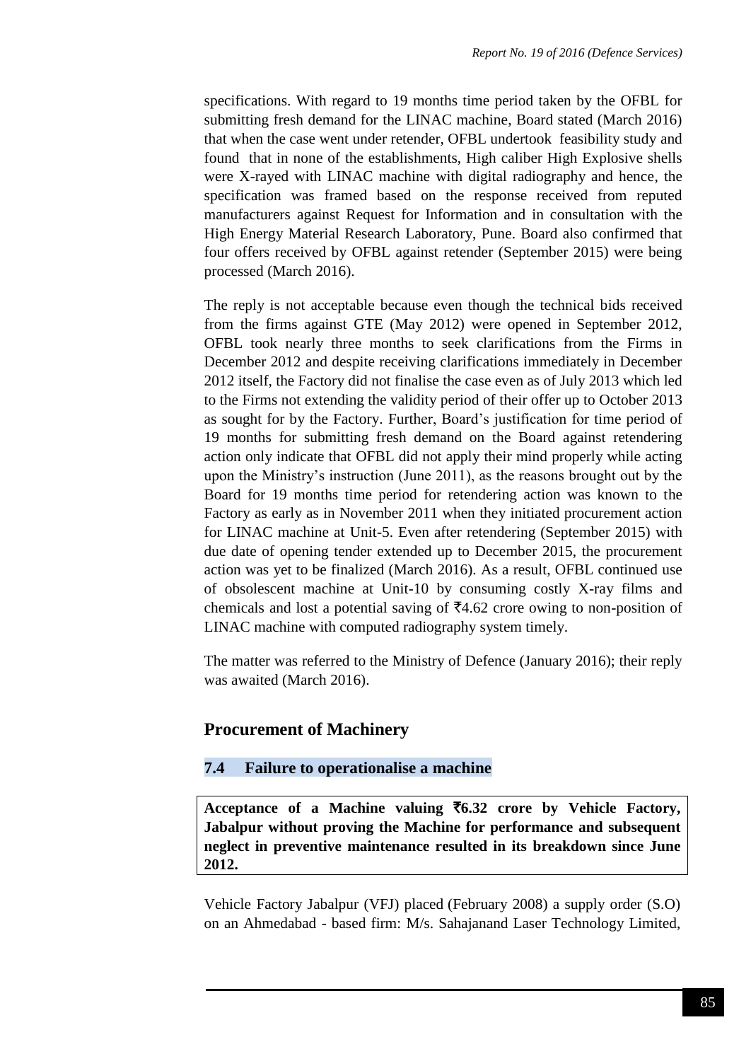specifications. With regard to 19 months time period taken by the OFBL for submitting fresh demand for the LINAC machine, Board stated (March 2016) that when the case went under retender, OFBL undertook feasibility study and found that in none of the establishments, High caliber High Explosive shells were X-rayed with LINAC machine with digital radiography and hence, the specification was framed based on the response received from reputed manufacturers against Request for Information and in consultation with the High Energy Material Research Laboratory, Pune. Board also confirmed that four offers received by OFBL against retender (September 2015) were being processed (March 2016).

The reply is not acceptable because even though the technical bids received from the firms against GTE (May 2012) were opened in September 2012, OFBL took nearly three months to seek clarifications from the Firms in December 2012 and despite receiving clarifications immediately in December 2012 itself, the Factory did not finalise the case even as of July 2013 which led to the Firms not extending the validity period of their offer up to October 2013 as sought for by the Factory. Further, Board's justification for time period of 19 months for submitting fresh demand on the Board against retendering action only indicate that OFBL did not apply their mind properly while acting upon the Ministry's instruction (June 2011), as the reasons brought out by the Board for 19 months time period for retendering action was known to the Factory as early as in November 2011 when they initiated procurement action for LINAC machine at Unit-5. Even after retendering (September 2015) with due date of opening tender extended up to December 2015, the procurement action was yet to be finalized (March 2016). As a result, OFBL continued use of obsolescent machine at Unit-10 by consuming costly X-ray films and chemicals and lost a potential saving of ₹4.62 crore owing to non-position of LINAC machine with computed radiography system timely.

The matter was referred to the Ministry of Defence (January 2016); their reply was awaited (March 2016).

## Procurement of Machinery

### 7.4 Failure to operationalise a machine

**Acceptance of a Machine valuing ₹6.32 crore by Vehicle Factory, Jabalpur without proving the Machine for performance and subsequent neglect in preventive maintenance resulted in its breakdown since June 2012.**

Vehicle Factory Jabalpur (VFJ) placed (February 2008) a supply order (S.O) on an Ahmedabad - based firm: M/s. Sahajanand Laser Technology Limited,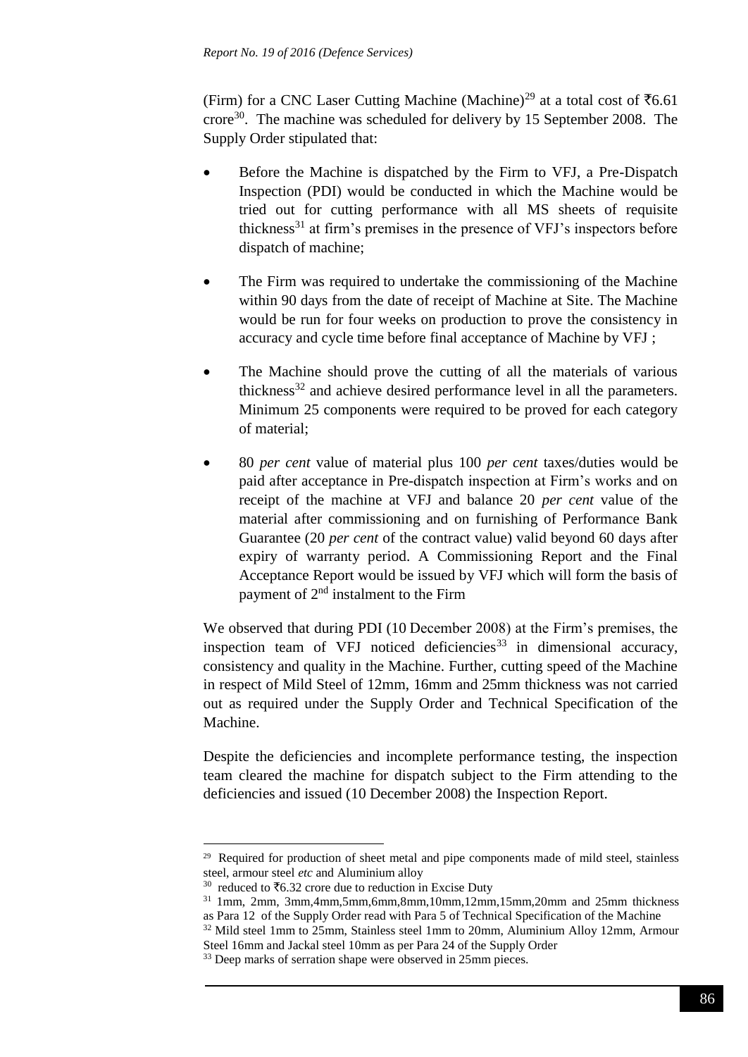(Firm) for a CNC Laser Cutting Machine (Machine)[29] at a total cost of ₹6.61 crore[30]. The machine was scheduled for delivery by 15 September 2008. The Supply Order stipulated that:

- Before the Machine is dispatched by the Firm to VFJ, a Pre-Dispatch Inspection (PDI) would be conducted in which the Machine would be tried out for cutting performance with all MS sheets of requisite thickness[31] at firm's premises in the presence of VFJ's inspectors before dispatch of machine;

- The Firm was required to undertake the commissioning of the Machine within 90 days from the date of receipt of Machine at Site. The Machine would be run for four weeks on production to prove the consistency in accuracy and cycle time before final acceptance of Machine by VFJ ;

- The Machine should prove the cutting of all the materials of various thickness[32] and achieve desired performance level in all the parameters. Minimum 25 components were required to be proved for each category of material;

- 80 *per cent* value of material plus 100 *per cent* taxes/duties would be paid after acceptance in Pre-dispatch inspection at Firm's works and on receipt of the machine at VFJ and balance 20 *per cent* value of the material after commissioning and on furnishing of Performance Bank Guarantee (20 *per cent* of the contract value) valid beyond 60 days after expiry of warranty period. A Commissioning Report and the Final Acceptance Report would be issued by VFJ which will form the basis of payment of 2nd instalment to the Firm

We observed that during PDI (10 December 2008) at the Firm's premises, the inspection team of VFJ noticed deficiencies[33] in dimensional accuracy, consistency and quality in the Machine. Further, cutting speed of the Machine in respect of Mild Steel of 12mm, 16mm and 25mm thickness was not carried out as required under the Supply Order and Technical Specification of the Machine.

Despite the deficiencies and incomplete performance testing, the inspection team cleared the machine for dispatch subject to the Firm attending to the deficiencies and issued (10 December 2008) the Inspection Report.

---

[29] Required for production of sheet metal and pipe components made of mild steel, stainless steel, armour steel *etc* and Aluminium alloy

[30] reduced to ₹6.32 crore due to reduction in Excise Duty

[31] 1mm, 2mm, 3mm,4mm,5mm,6mm,8mm,10mm,12mm,15mm,20mm and 25mm thickness as Para 12 of the Supply Order read with Para 5 of Technical Specification of the Machine

[32] Mild steel 1mm to 25mm, Stainless steel 1mm to 20mm, Aluminium Alloy 12mm, Armour Steel 16mm and Jackal steel 10mm as per Para 24 of the Supply Order

[33] Deep marks of serration shape were observed in 25mm pieces.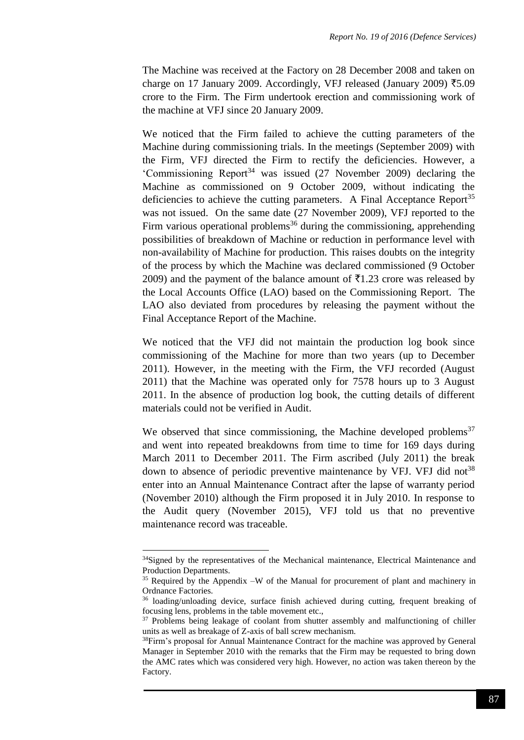The Machine was received at the Factory on 28 December 2008 and taken on charge on 17 January 2009. Accordingly, VFJ released (January 2009) ₹5.09 crore to the Firm. The Firm undertook erection and commissioning work of the machine at VFJ since 20 January 2009.

We noticed that the Firm failed to achieve the cutting parameters of the Machine during commissioning trials. In the meetings (September 2009) with the Firm, VFJ directed the Firm to rectify the deficiencies. However, a 'Commissioning Report[34] was issued (27 November 2009) declaring the Machine as commissioned on 9 October 2009, without indicating the deficiencies to achieve the cutting parameters. A Final Acceptance Report[35] was not issued. On the same date (27 November 2009), VFJ reported to the Firm various operational problems[36] during the commissioning, apprehending possibilities of breakdown of Machine or reduction in performance level with non-availability of Machine for production. This raises doubts on the integrity of the process by which the Machine was declared commissioned (9 October 2009) and the payment of the balance amount of ₹1.23 crore was released by the Local Accounts Office (LAO) based on the Commissioning Report. The LAO also deviated from procedures by releasing the payment without the Final Acceptance Report of the Machine.

We noticed that the VFJ did not maintain the production log book since commissioning of the Machine for more than two years (up to December 2011). However, in the meeting with the Firm, the VFJ recorded (August 2011) that the Machine was operated only for 7578 hours up to 3 August 2011. In the absence of production log book, the cutting details of different materials could not be verified in Audit.

We observed that since commissioning, the Machine developed problems[37] and went into repeated breakdowns from time to time for 169 days during March 2011 to December 2011. The Firm ascribed (July 2011) the break down to absence of periodic preventive maintenance by VFJ. VFJ did not[38] enter into an Annual Maintenance Contract after the lapse of warranty period (November 2010) although the Firm proposed it in July 2010. In response to the Audit query (November 2015), VFJ told us that no preventive maintenance record was traceable.

---

[34] Signed by the representatives of the Mechanical maintenance, Electrical Maintenance and Production Departments.

[35] Required by the Appendix –W of the Manual for procurement of plant and machinery in Ordnance Factories.

[36] loading/unloading device, surface finish achieved during cutting, frequent breaking of focusing lens, problems in the table movement etc.,

[37] Problems being leakage of coolant from shutter assembly and malfunctioning of chiller units as well as breakage of Z-axis of ball screw mechanism.

[38] Firm's proposal for Annual Maintenance Contract for the machine was approved by General Manager in September 2010 with the remarks that the Firm may be requested to bring down the AMC rates which was considered very high. However, no action was taken thereon by the Factory.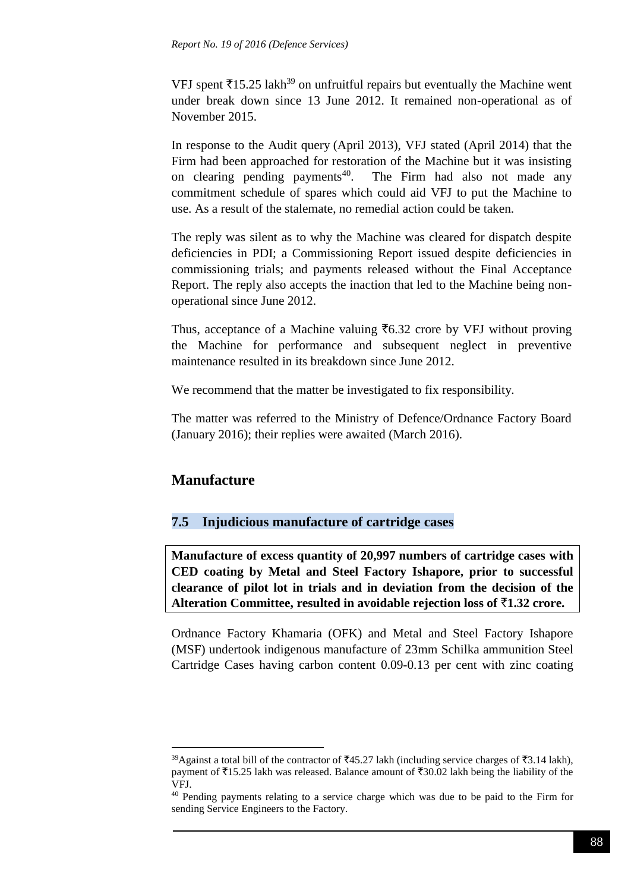VFJ spent ₹15.25 lakh[39] on unfruitful repairs but eventually the Machine went under break down since 13 June 2012. It remained non-operational as of November 2015.

In response to the Audit query (April 2013), VFJ stated (April 2014) that the Firm had been approached for restoration of the Machine but it was insisting on clearing pending payments[40]. The Firm had also not made any commitment schedule of spares which could aid VFJ to put the Machine to use. As a result of the stalemate, no remedial action could be taken.

The reply was silent as to why the Machine was cleared for dispatch despite deficiencies in PDI; a Commissioning Report issued despite deficiencies in commissioning trials; and payments released without the Final Acceptance Report. The reply also accepts the inaction that led to the Machine being non-operational since June 2012.

Thus, acceptance of a Machine valuing ₹6.32 crore by VFJ without proving the Machine for performance and subsequent neglect in preventive maintenance resulted in its breakdown since June 2012.

We recommend that the matter be investigated to fix responsibility.

The matter was referred to the Ministry of Defence/Ordnance Factory Board (January 2016); their replies were awaited (March 2016).

## Manufacture

### 7.5 Injudicious manufacture of cartridge cases

**Manufacture of excess quantity of 20,997 numbers of cartridge cases with CED coating by Metal and Steel Factory Ishapore, prior to successful clearance of pilot lot in trials and in deviation from the decision of the Alteration Committee, resulted in avoidable rejection loss of ₹1.32 crore.**

Ordnance Factory Khamaria (OFK) and Metal and Steel Factory Ishapore (MSF) undertook indigenous manufacture of 23mm Schilka ammunition Steel Cartridge Cases having carbon content 0.09-0.13 per cent with zinc coating

---

[39] Against a total bill of the contractor of ₹45.27 lakh (including service charges of ₹3.14 lakh), payment of ₹15.25 lakh was released. Balance amount of ₹30.02 lakh being the liability of the VFJ.

[40] Pending payments relating to a service charge which was due to be paid to the Firm for sending Service Engineers to the Factory.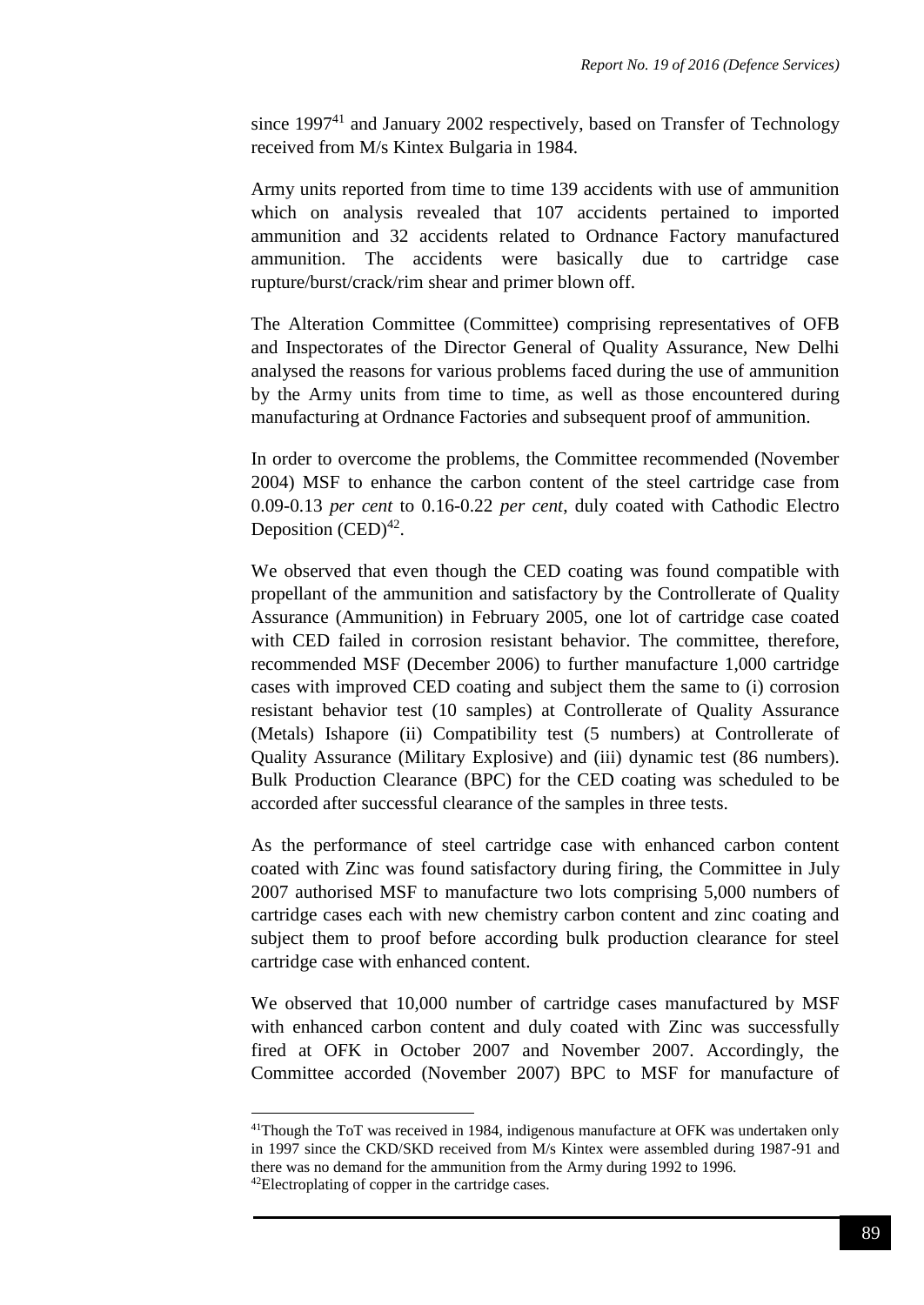since 1997[41] and January 2002 respectively, based on Transfer of Technology received from M/s Kintex Bulgaria in 1984.

Army units reported from time to time 139 accidents with use of ammunition which on analysis revealed that 107 accidents pertained to imported ammunition and 32 accidents related to Ordnance Factory manufactured ammunition. The accidents were basically due to cartridge case rupture/burst/crack/rim shear and primer blown off.

The Alteration Committee (Committee) comprising representatives of OFB and Inspectorates of the Director General of Quality Assurance, New Delhi analysed the reasons for various problems faced during the use of ammunition by the Army units from time to time, as well as those encountered during manufacturing at Ordnance Factories and subsequent proof of ammunition.

In order to overcome the problems, the Committee recommended (November 2004) MSF to enhance the carbon content of the steel cartridge case from 0.09-0.13 *per cent* to 0.16-0.22 *per cent*, duly coated with Cathodic Electro Deposition (CED)[42].

We observed that even though the CED coating was found compatible with propellant of the ammunition and satisfactory by the Controllerate of Quality Assurance (Ammunition) in February 2005, one lot of cartridge case coated with CED failed in corrosion resistant behavior. The committee, therefore, recommended MSF (December 2006) to further manufacture 1,000 cartridge cases with improved CED coating and subject them the same to (i) corrosion resistant behavior test (10 samples) at Controllerate of Quality Assurance (Metals) Ishapore (ii) Compatibility test (5 numbers) at Controllerate of Quality Assurance (Military Explosive) and (iii) dynamic test (86 numbers). Bulk Production Clearance (BPC) for the CED coating was scheduled to be accorded after successful clearance of the samples in three tests.

As the performance of steel cartridge case with enhanced carbon content coated with Zinc was found satisfactory during firing, the Committee in July 2007 authorised MSF to manufacture two lots comprising 5,000 numbers of cartridge cases each with new chemistry carbon content and zinc coating and subject them to proof before according bulk production clearance for steel cartridge case with enhanced content.

We observed that 10,000 number of cartridge cases manufactured by MSF with enhanced carbon content and duly coated with Zinc was successfully fired at OFK in October 2007 and November 2007. Accordingly, the Committee accorded (November 2007) BPC to MSF for manufacture of

---

[41] Though the ToT was received in 1984, indigenous manufacture at OFK was undertaken only in 1997 since the CKD/SKD received from M/s Kintex were assembled during 1987-91 and there was no demand for the ammunition from the Army during 1992 to 1996.

[42] Electroplating of copper in the cartridge cases.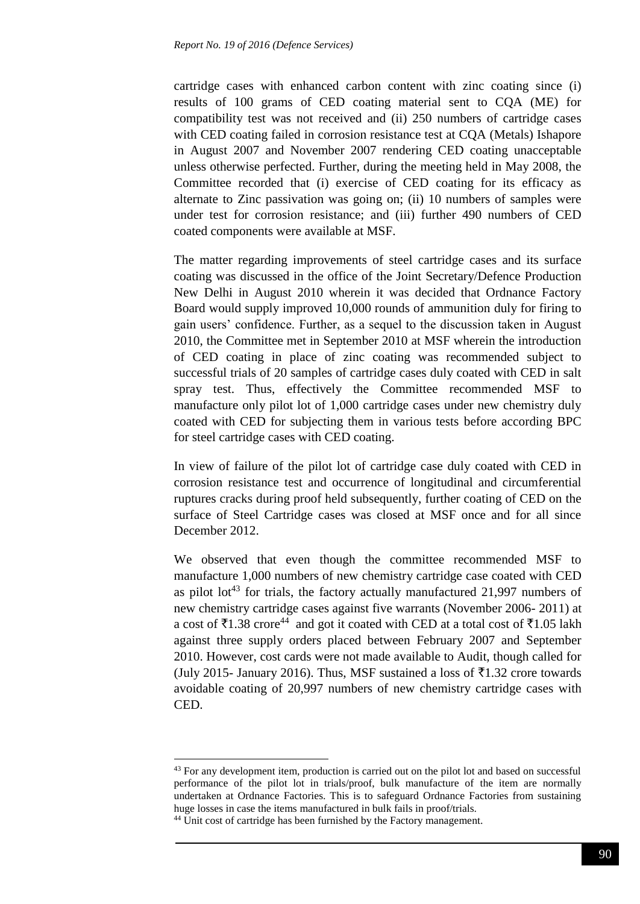cartridge cases with enhanced carbon content with zinc coating since (i) results of 100 grams of CED coating material sent to CQA (ME) for compatibility test was not received and (ii) 250 numbers of cartridge cases with CED coating failed in corrosion resistance test at CQA (Metals) Ishapore in August 2007 and November 2007 rendering CED coating unacceptable unless otherwise perfected. Further, during the meeting held in May 2008, the Committee recorded that (i) exercise of CED coating for its efficacy as alternate to Zinc passivation was going on; (ii) 10 numbers of samples were under test for corrosion resistance; and (iii) further 490 numbers of CED coated components were available at MSF.

The matter regarding improvements of steel cartridge cases and its surface coating was discussed in the office of the Joint Secretary/Defence Production New Delhi in August 2010 wherein it was decided that Ordnance Factory Board would supply improved 10,000 rounds of ammunition duly for firing to gain users' confidence. Further, as a sequel to the discussion taken in August 2010, the Committee met in September 2010 at MSF wherein the introduction of CED coating in place of zinc coating was recommended subject to successful trials of 20 samples of cartridge cases duly coated with CED in salt spray test. Thus, effectively the Committee recommended MSF to manufacture only pilot lot of 1,000 cartridge cases under new chemistry duly coated with CED for subjecting them in various tests before according BPC for steel cartridge cases with CED coating.

In view of failure of the pilot lot of cartridge case duly coated with CED in corrosion resistance test and occurrence of longitudinal and circumferential ruptures cracks during proof held subsequently, further coating of CED on the surface of Steel Cartridge cases was closed at MSF once and for all since December 2012.

We observed that even though the committee recommended MSF to manufacture 1,000 numbers of new chemistry cartridge case coated with CED as pilot lot[43] for trials, the factory actually manufactured 21,997 numbers of new chemistry cartridge cases against five warrants (November 2006- 2011) at a cost of ₹1.38 crore[44] and got it coated with CED at a total cost of ₹1.05 lakh against three supply orders placed between February 2007 and September 2010. However, cost cards were not made available to Audit, though called for (July 2015- January 2016). Thus, MSF sustained a loss of ₹1.32 crore towards avoidable coating of 20,997 numbers of new chemistry cartridge cases with CED.

---

[43] For any development item, production is carried out on the pilot lot and based on successful performance of the pilot lot in trials/proof, bulk manufacture of the item are normally undertaken at Ordnance Factories. This is to safeguard Ordnance Factories from sustaining huge losses in case the items manufactured in bulk fails in proof/trials.

[44] Unit cost of cartridge has been furnished by the Factory management.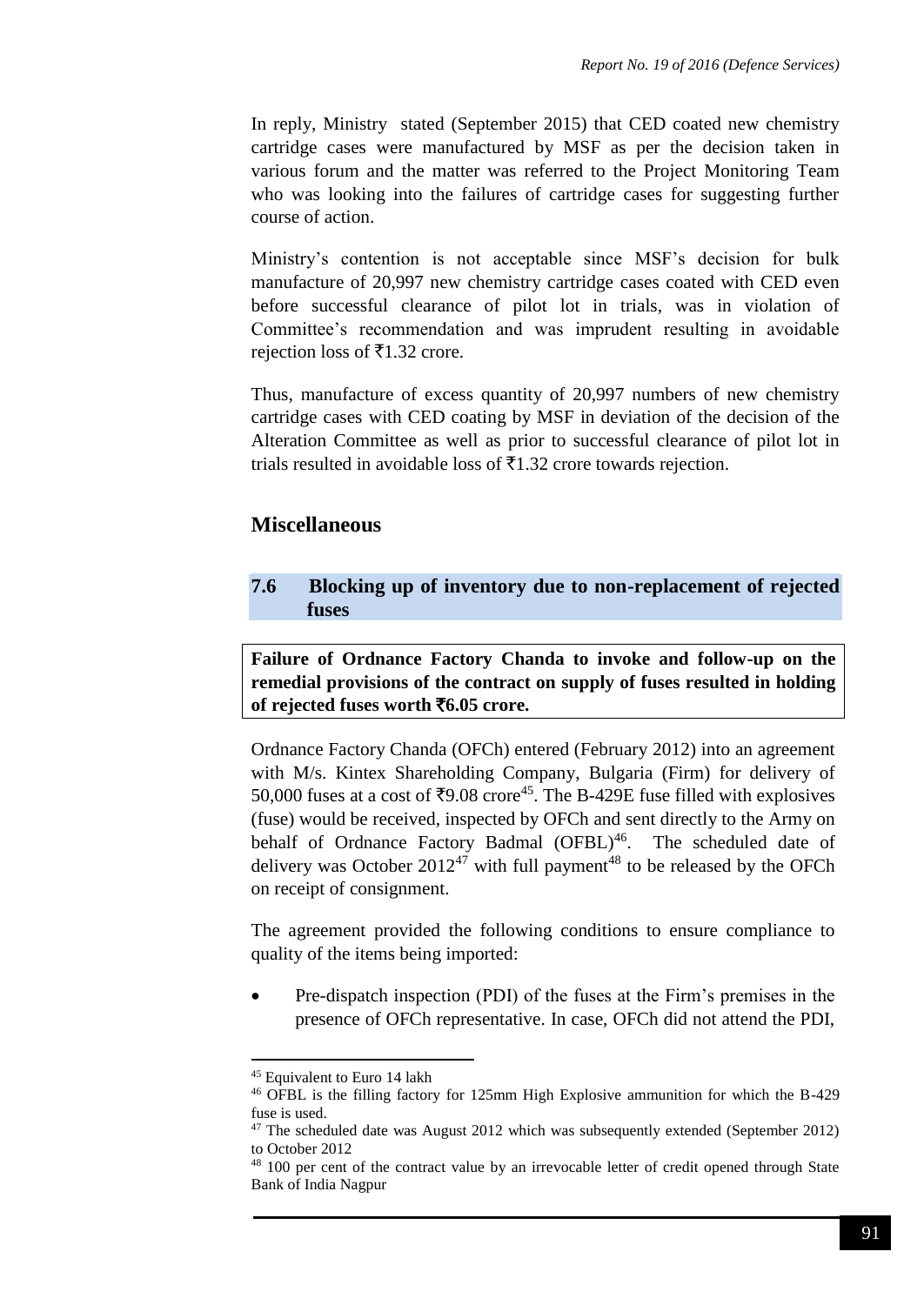In reply, Ministry stated (September 2015) that CED coated new chemistry cartridge cases were manufactured by MSF as per the decision taken in various forum and the matter was referred to the Project Monitoring Team who was looking into the failures of cartridge cases for suggesting further course of action.

Ministry's contention is not acceptable since MSF's decision for bulk manufacture of 20,997 new chemistry cartridge cases coated with CED even before successful clearance of pilot lot in trials, was in violation of Committee's recommendation and was imprudent resulting in avoidable rejection loss of ₹1.32 crore.

Thus, manufacture of excess quantity of 20,997 numbers of new chemistry cartridge cases with CED coating by MSF in deviation of the decision of the Alteration Committee as well as prior to successful clearance of pilot lot in trials resulted in avoidable loss of ₹1.32 crore towards rejection.

## Miscellaneous

### 7.6 Blocking up of inventory due to non-replacement of rejected fuses

**Failure of Ordnance Factory Chanda to invoke and follow-up on the remedial provisions of the contract on supply of fuses resulted in holding of rejected fuses worth ₹6.05 crore.**

Ordnance Factory Chanda (OFCh) entered (February 2012) into an agreement with M/s. Kintex Shareholding Company, Bulgaria (Firm) for delivery of 50,000 fuses at a cost of ₹9.08 crore[45]. The B-429E fuse filled with explosives (fuse) would be received, inspected by OFCh and sent directly to the Army on behalf of Ordnance Factory Badmal (OFBL)[46]. The scheduled date of delivery was October 2012[47] with full payment[48] to be released by the OFCh on receipt of consignment.

The agreement provided the following conditions to ensure compliance to quality of the items being imported:

- Pre-dispatch inspection (PDI) of the fuses at the Firm's premises in the presence of OFCh representative. In case, OFCh did not attend the PDI,

---

[45] Equivalent to Euro 14 lakh

[46] OFBL is the filling factory for 125mm High Explosive ammunition for which the B-429 fuse is used.

[47] The scheduled date was August 2012 which was subsequently extended (September 2012) to October 2012

[48] 100 per cent of the contract value by an irrevocable letter of credit opened through State Bank of India Nagpur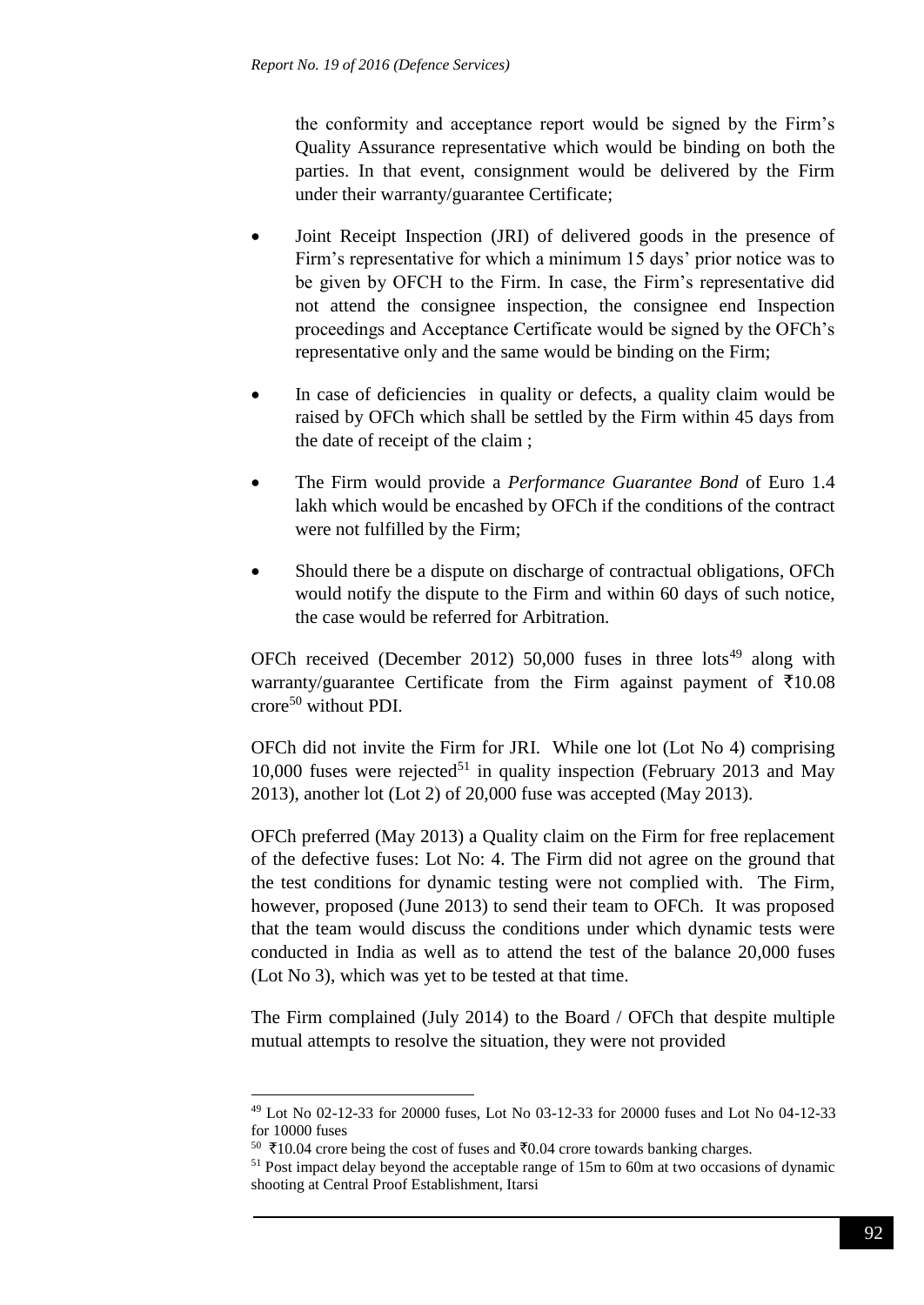the conformity and acceptance report would be signed by the Firm's Quality Assurance representative which would be binding on both the parties. In that event, consignment would be delivered by the Firm under their warranty/guarantee Certificate;

- Joint Receipt Inspection (JRI) of delivered goods in the presence of Firm's representative for which a minimum 15 days' prior notice was to be given by OFCH to the Firm. In case, the Firm's representative did not attend the consignee inspection, the consignee end Inspection proceedings and Acceptance Certificate would be signed by the OFCh's representative only and the same would be binding on the Firm;
- In case of deficiencies in quality or defects, a quality claim would be raised by OFCh which shall be settled by the Firm within 45 days from the date of receipt of the claim ;
- The Firm would provide a *Performance Guarantee Bond* of Euro 1.4 lakh which would be encashed by OFCh if the conditions of the contract were not fulfilled by the Firm;
- Should there be a dispute on discharge of contractual obligations, OFCh would notify the dispute to the Firm and within 60 days of such notice, the case would be referred for Arbitration.

OFCh received (December 2012) 50,000 fuses in three lots[49] along with warranty/guarantee Certificate from the Firm against payment of ₹10.08 crore[50] without PDI.

OFCh did not invite the Firm for JRI. While one lot (Lot No 4) comprising 10,000 fuses were rejected[51] in quality inspection (February 2013 and May 2013), another lot (Lot 2) of 20,000 fuse was accepted (May 2013).

OFCh preferred (May 2013) a Quality claim on the Firm for free replacement of the defective fuses: Lot No: 4. The Firm did not agree on the ground that the test conditions for dynamic testing were not complied with. The Firm, however, proposed (June 2013) to send their team to OFCh. It was proposed that the team would discuss the conditions under which dynamic tests were conducted in India as well as to attend the test of the balance 20,000 fuses (Lot No 3), which was yet to be tested at that time.

The Firm complained (July 2014) to the Board / OFCh that despite multiple mutual attempts to resolve the situation, they were not provided

---

[49] Lot No 02-12-33 for 20000 fuses, Lot No 03-12-33 for 20000 fuses and Lot No 04-12-33 for 10000 fuses

[50] ₹10.04 crore being the cost of fuses and ₹0.04 crore towards banking charges.

[51] Post impact delay beyond the acceptable range of 15m to 60m at two occasions of dynamic shooting at Central Proof Establishment, Itarsi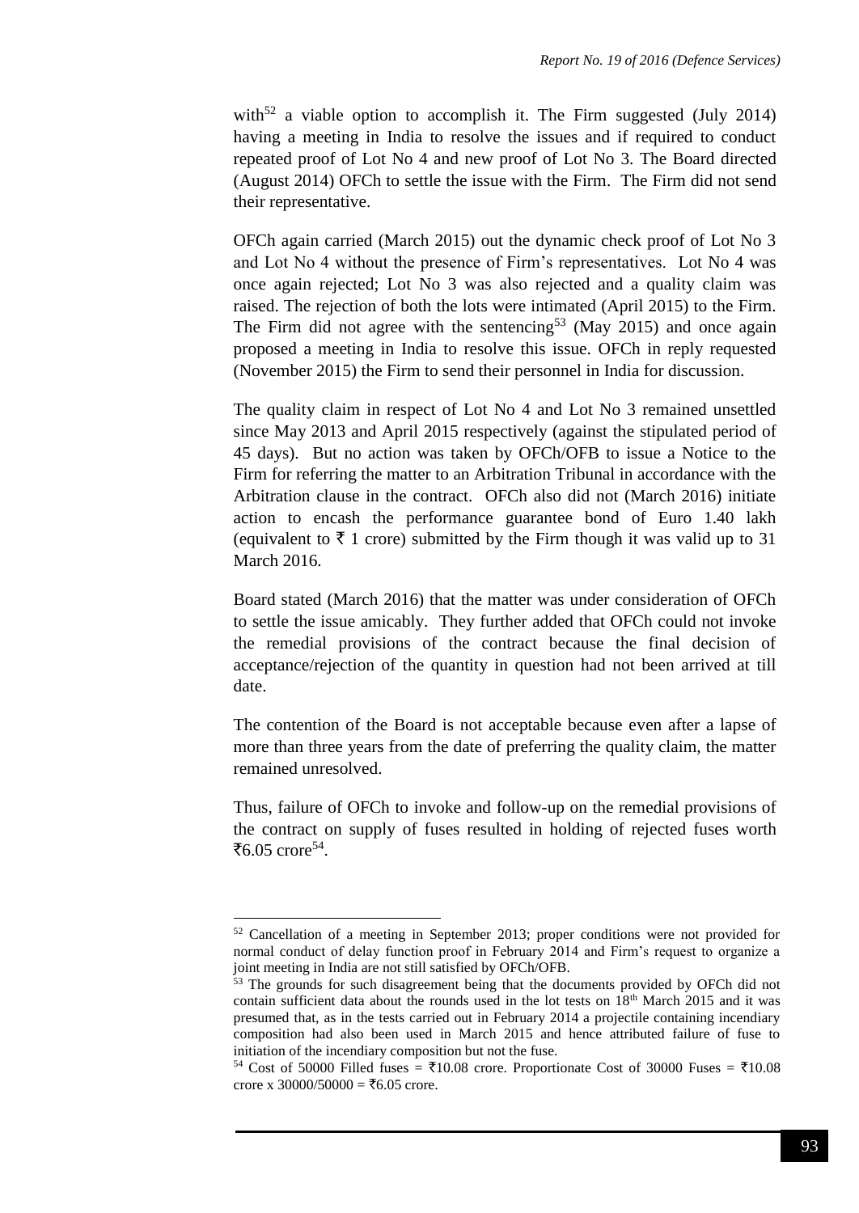with[52] a viable option to accomplish it. The Firm suggested (July 2014) having a meeting in India to resolve the issues and if required to conduct repeated proof of Lot No 4 and new proof of Lot No 3. The Board directed (August 2014) OFCh to settle the issue with the Firm. The Firm did not send their representative.

OFCh again carried (March 2015) out the dynamic check proof of Lot No 3 and Lot No 4 without the presence of Firm's representatives. Lot No 4 was once again rejected; Lot No 3 was also rejected and a quality claim was raised. The rejection of both the lots were intimated (April 2015) to the Firm. The Firm did not agree with the sentencing[53] (May 2015) and once again proposed a meeting in India to resolve this issue. OFCh in reply requested (November 2015) the Firm to send their personnel in India for discussion.

The quality claim in respect of Lot No 4 and Lot No 3 remained unsettled since May 2013 and April 2015 respectively (against the stipulated period of 45 days). But no action was taken by OFCh/OFB to issue a Notice to the Firm for referring the matter to an Arbitration Tribunal in accordance with the Arbitration clause in the contract. OFCh also did not (March 2016) initiate action to encash the performance guarantee bond of Euro 1.40 lakh (equivalent to ₹ 1 crore) submitted by the Firm though it was valid up to 31 March 2016.

Board stated (March 2016) that the matter was under consideration of OFCh to settle the issue amicably. They further added that OFCh could not invoke the remedial provisions of the contract because the final decision of acceptance/rejection of the quantity in question had not been arrived at till date.

The contention of the Board is not acceptable because even after a lapse of more than three years from the date of preferring the quality claim, the matter remained unresolved.

Thus, failure of OFCh to invoke and follow-up on the remedial provisions of the contract on supply of fuses resulted in holding of rejected fuses worth ₹6.05 crore[54].

---

[52] Cancellation of a meeting in September 2013; proper conditions were not provided for normal conduct of delay function proof in February 2014 and Firm's request to organize a joint meeting in India are not still satisfied by OFCh/OFB.

[53] The grounds for such disagreement being that the documents provided by OFCh did not contain sufficient data about the rounds used in the lot tests on 18th March 2015 and it was presumed that, as in the tests carried out in February 2014 a projectile containing incendiary composition had also been used in March 2015 and hence attributed failure of fuse to initiation of the incendiary composition but not the fuse.

[54] Cost of 50000 Filled fuses = ₹10.08 crore. Proportionate Cost of 30000 Fuses = ₹10.08 crore x 30000/50000 = ₹6.05 crore.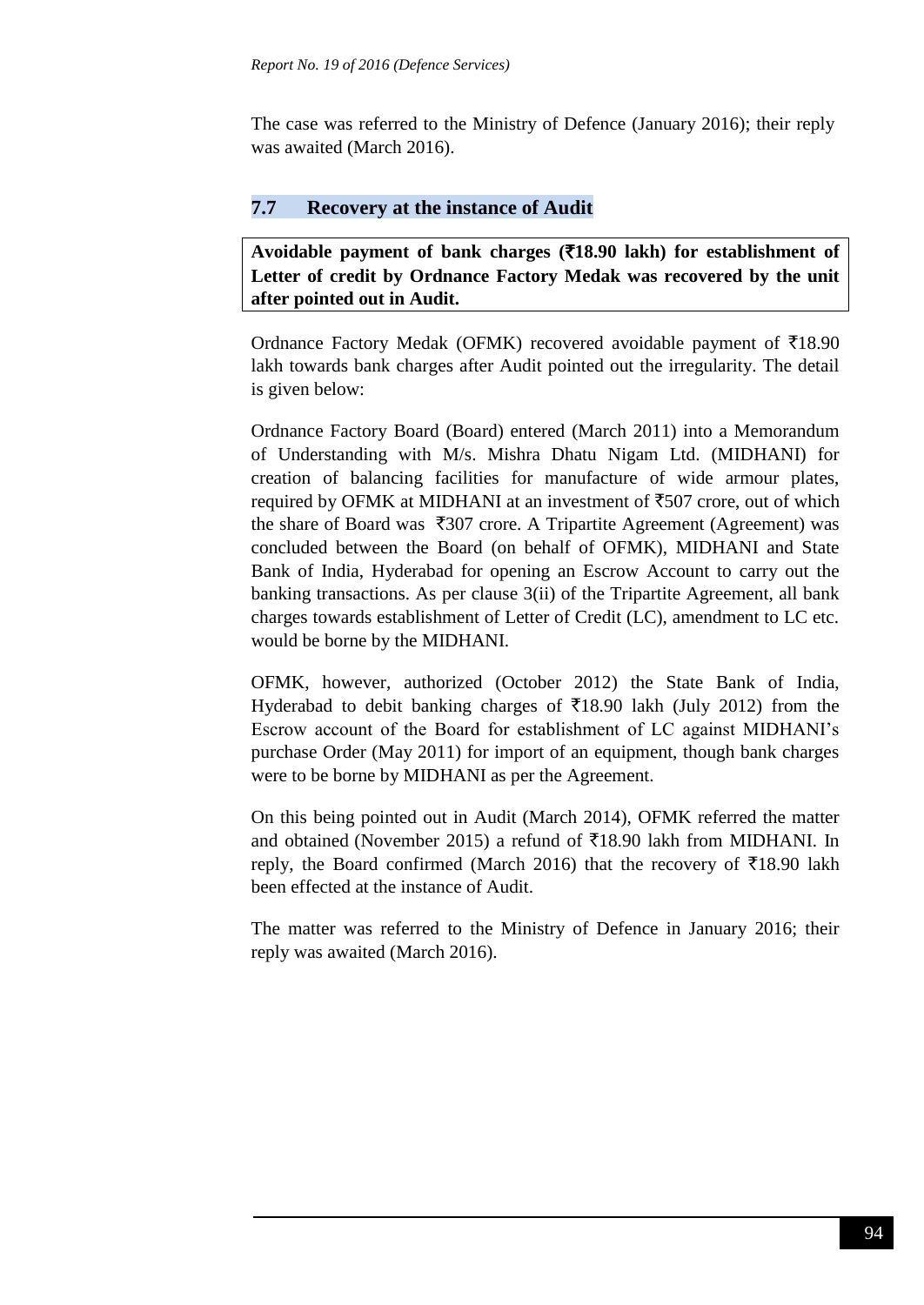The case was referred to the Ministry of Defence (January 2016); their reply was awaited (March 2016).

## 7.7 Recovery at the instance of Audit

**Avoidable payment of bank charges (₹18.90 lakh) for establishment of Letter of credit by Ordnance Factory Medak was recovered by the unit after pointed out in Audit.**

Ordnance Factory Medak (OFMK) recovered avoidable payment of ₹18.90 lakh towards bank charges after Audit pointed out the irregularity. The detail is given below:

Ordnance Factory Board (Board) entered (March 2011) into a Memorandum of Understanding with M/s. Mishra Dhatu Nigam Ltd. (MIDHANI) for creation of balancing facilities for manufacture of wide armour plates, required by OFMK at MIDHANI at an investment of ₹507 crore, out of which the share of Board was ₹307 crore. A Tripartite Agreement (Agreement) was concluded between the Board (on behalf of OFMK), MIDHANI and State Bank of India, Hyderabad for opening an Escrow Account to carry out the banking transactions. As per clause 3(ii) of the Tripartite Agreement, all bank charges towards establishment of Letter of Credit (LC), amendment to LC etc. would be borne by the MIDHANI.

OFMK, however, authorized (October 2012) the State Bank of India, Hyderabad to debit banking charges of ₹18.90 lakh (July 2012) from the Escrow account of the Board for establishment of LC against MIDHANI's purchase Order (May 2011) for import of an equipment, though bank charges were to be borne by MIDHANI as per the Agreement.

On this being pointed out in Audit (March 2014), OFMK referred the matter and obtained (November 2015) a refund of ₹18.90 lakh from MIDHANI. In reply, the Board confirmed (March 2016) that the recovery of ₹18.90 lakh been effected at the instance of Audit.

The matter was referred to the Ministry of Defence in January 2016; their reply was awaited (March 2016).